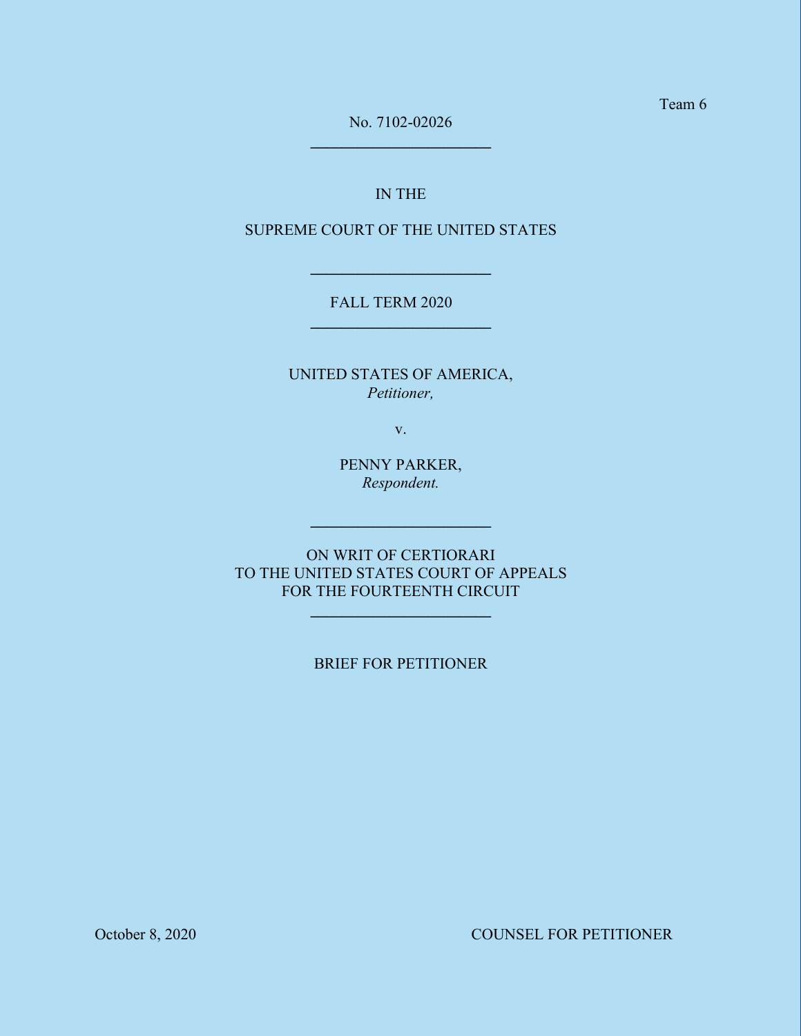Team 6

No. 7102-02026

---

IN THE

SUPREME COURT OF THE UNITED STATES

---

FALL TERM 2020

---

UNITED STATES OF AMERICA,
*Petitioner,*

v.

PENNY PARKER,
*Respondent.*

---

ON WRIT OF CERTIORARI
TO THE UNITED STATES COURT OF APPEALS
FOR THE FOURTEENTH CIRCUIT

---

BRIEF FOR PETITIONER

October 8, 2020

COUNSEL FOR PETITIONER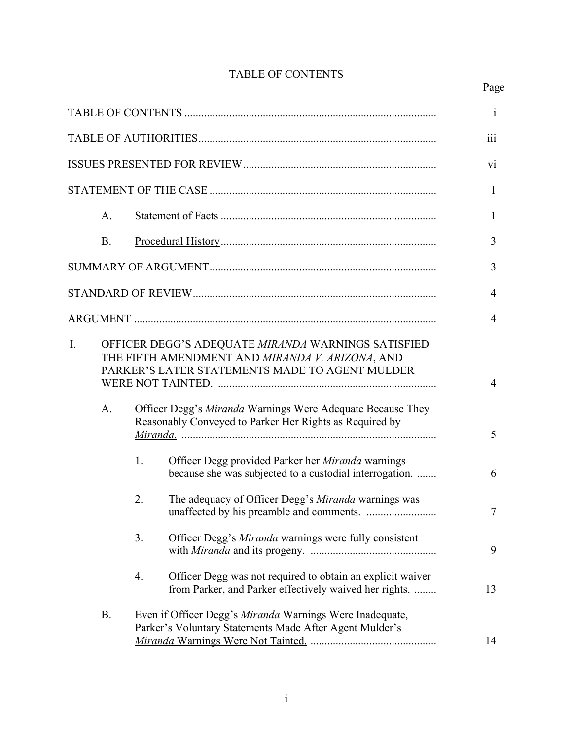# TABLE OF CONTENTS

| | Page |
|---|---|
| TABLE OF CONTENTS | i |
| TABLE OF AUTHORITIES | iii |
| ISSUES PRESENTED FOR REVIEW | vi |
| STATEMENT OF THE CASE | 1 |
| A. Statement of Facts | 1 |
| B. Procedural History | 3 |
| SUMMARY OF ARGUMENT | 3 |
| STANDARD OF REVIEW | 4 |
| ARGUMENT | 4 |
| I. OFFICER DEGG'S ADEQUATE *MIRANDA* WARNINGS SATISFIED THE FIFTH AMENDMENT AND *MIRANDA V. ARIZONA*, AND PARKER'S LATER STATEMENTS MADE TO AGENT MULDER WERE NOT TAINTED. | 4 |
| A. Officer Degg's *Miranda* Warnings Were Adequate Because They Reasonably Conveyed to Parker Her Rights as Required by *Miranda*. | 5 |
| 1. Officer Degg provided Parker her *Miranda* warnings because she was subjected to a custodial interrogation. | 6 |
| 2. The adequacy of Officer Degg's *Miranda* warnings was unaffected by his preamble and comments. | 7 |
| 3. Officer Degg's *Miranda* warnings were fully consistent with *Miranda* and its progeny. | 9 |
| 4. Officer Degg was not required to obtain an explicit waiver from Parker, and Parker effectively waived her rights. | 13 |
| B. Even if Officer Degg's *Miranda* Warnings Were Inadequate, Parker's Voluntary Statements Made After Agent Mulder's *Miranda* Warnings Were Not Tainted. | 14 |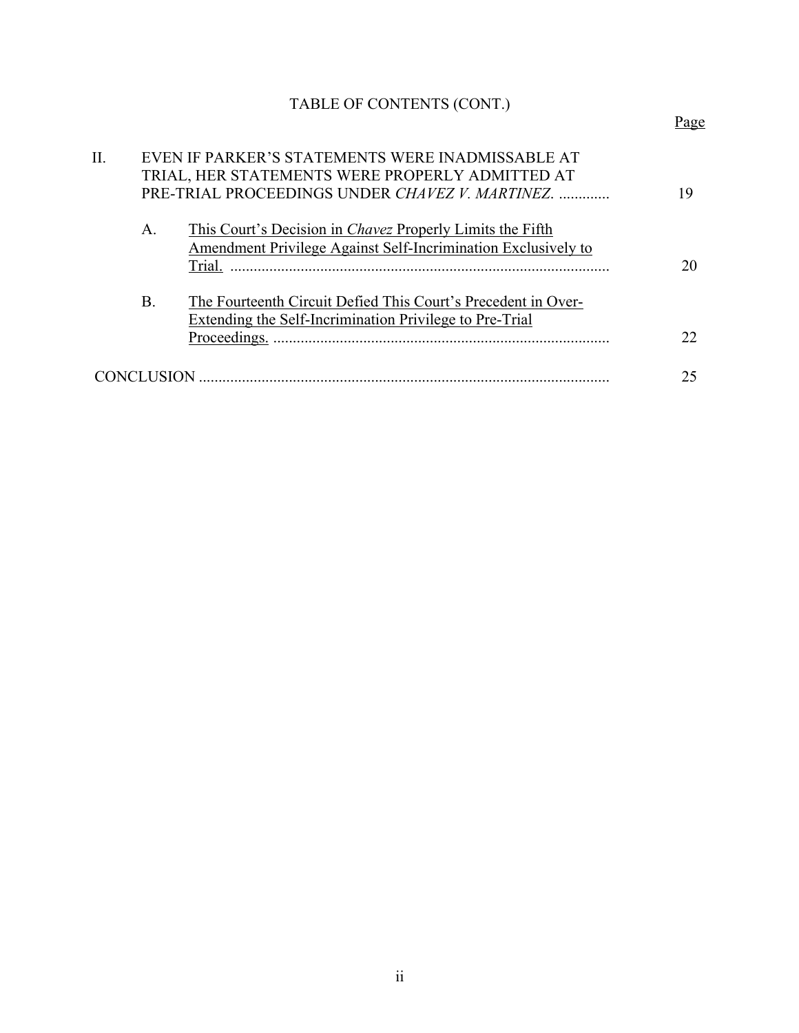TABLE OF CONTENTS (CONT.)

| | | Page |
|---|---|---|
| II. | EVEN IF PARKER'S STATEMENTS WERE INADMISSABLE AT TRIAL, HER STATEMENTS WERE PROPERLY ADMITTED AT PRE-TRIAL PROCEEDINGS UNDER *CHAVEZ V. MARTINEZ*. | 19 |
| A. | This Court's Decision in *Chavez* Properly Limits the Fifth Amendment Privilege Against Self-Incrimination Exclusively to Trial. | 20 |
| B. | The Fourteenth Circuit Defied This Court's Precedent in Over-Extending the Self-Incrimination Privilege to Pre-Trial Proceedings. | 22 |
| | CONCLUSION | 25 |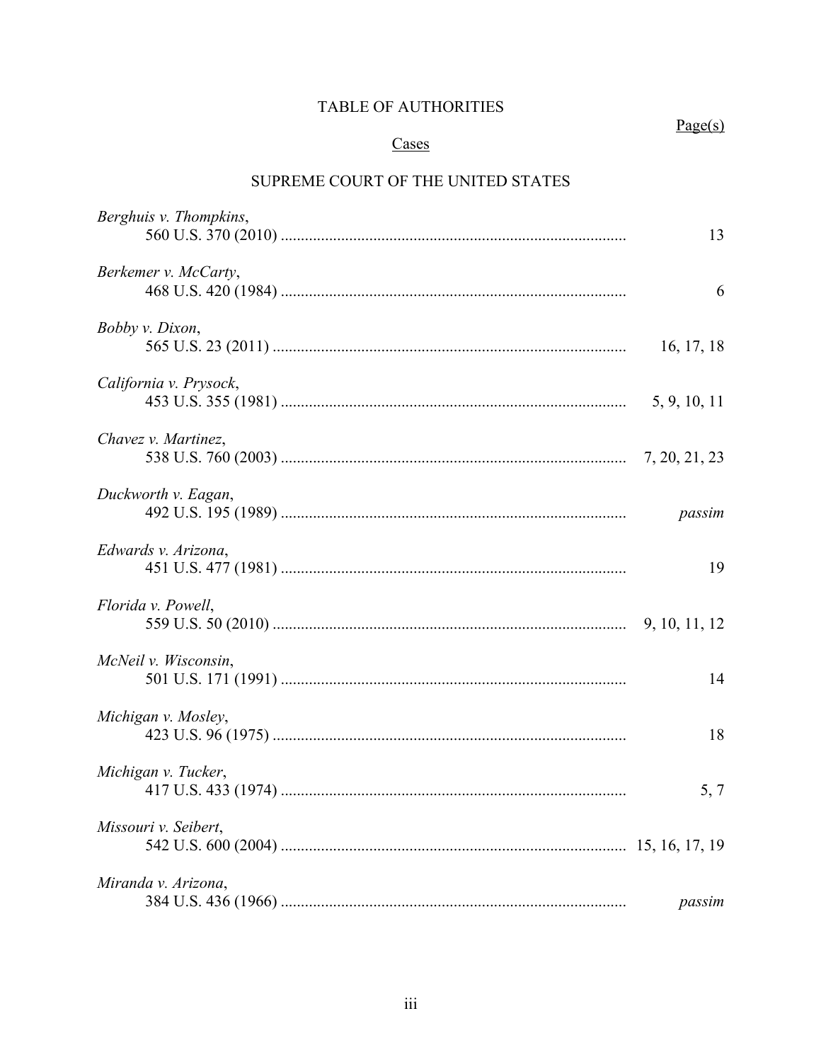# TABLE OF AUTHORITIES

Page(s)

## Cases

### SUPREME COURT OF THE UNITED STATES

*Berghuis v. Thompkins*,
560 U.S. 370 (2010) ..................................................................................... 13

*Berkemer v. McCarty*,
468 U.S. 420 (1984) ..................................................................................... 6

*Bobby v. Dixon*,
565 U.S. 23 (2011) ....................................................................................... 16, 17, 18

*California v. Prysock*,
453 U.S. 355 (1981) ..................................................................................... 5, 9, 10, 11

*Chavez v. Martinez*,
538 U.S. 760 (2003) ..................................................................................... 7, 20, 21, 23

*Duckworth v. Eagan*,
492 U.S. 195 (1989) ..................................................................................... *passim*

*Edwards v. Arizona*,
451 U.S. 477 (1981) ..................................................................................... 19

*Florida v. Powell*,
559 U.S. 50 (2010) ....................................................................................... 9, 10, 11, 12

*McNeil v. Wisconsin*,
501 U.S. 171 (1991) ..................................................................................... 14

*Michigan v. Mosley*,
423 U.S. 96 (1975) ....................................................................................... 18

*Michigan v. Tucker*,
417 U.S. 433 (1974) ..................................................................................... 5, 7

*Missouri v. Seibert*,
542 U.S. 600 (2004) ..................................................................................... 15, 16, 17, 19

*Miranda v. Arizona*,
384 U.S. 436 (1966) ..................................................................................... *passim*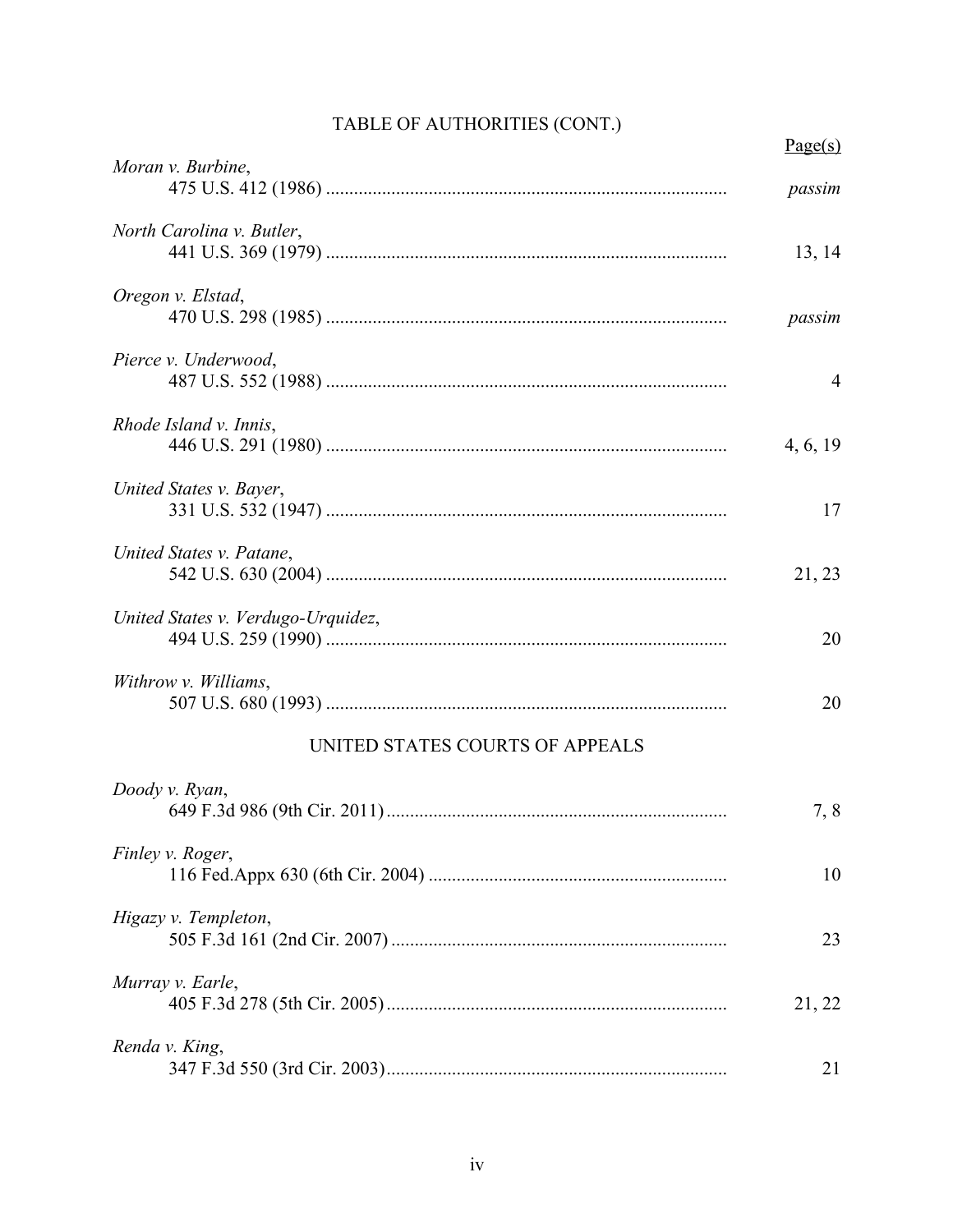TABLE OF AUTHORITIES (CONT.)

| | Page(s) |
|---|---|
| *Moran v. Burbine*, 475 U.S. 412 (1986) | *passim* |
| *North Carolina v. Butler*, 441 U.S. 369 (1979) | 13, 14 |
| *Oregon v. Elstad*, 470 U.S. 298 (1985) | *passim* |
| *Pierce v. Underwood*, 487 U.S. 552 (1988) | 4 |
| *Rhode Island v. Innis*, 446 U.S. 291 (1980) | 4, 6, 19 |
| *United States v. Bayer*, 331 U.S. 532 (1947) | 17 |
| *United States v. Patane*, 542 U.S. 630 (2004) | 21, 23 |
| *United States v. Verdugo-Urquidez*, 494 U.S. 259 (1990) | 20 |
| *Withrow v. Williams*, 507 U.S. 680 (1993) | 20 |

UNITED STATES COURTS OF APPEALS

| | Page(s) |
|---|---|
| *Doody v. Ryan*, 649 F.3d 986 (9th Cir. 2011) | 7, 8 |
| *Finley v. Roger*, 116 Fed.Appx 630 (6th Cir. 2004) | 10 |
| *Higazy v. Templeton*, 505 F.3d 161 (2nd Cir. 2007) | 23 |
| *Murray v. Earle*, 405 F.3d 278 (5th Cir. 2005) | 21, 22 |
| *Renda v. King*, 347 F.3d 550 (3rd Cir. 2003) | 21 |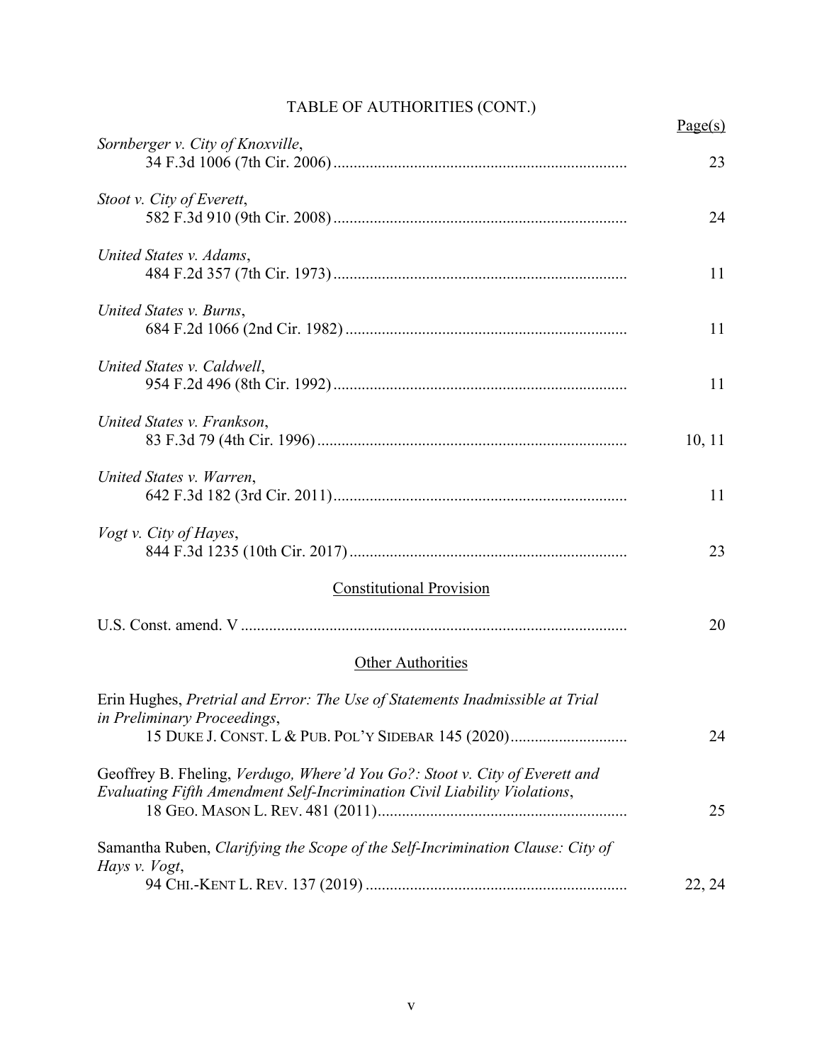TABLE OF AUTHORITIES (CONT.)

Page(s)

*Sornberger v. City of Knoxville*,
34 F.3d 1006 (7th Cir. 2006) ........................................................................ 23

*Stoot v. City of Everett*,
582 F.3d 910 (9th Cir. 2008) ........................................................................ 24

*United States v. Adams*,
484 F.2d 357 (7th Cir. 1973) ........................................................................ 11

*United States v. Burns*,
684 F.2d 1066 (2nd Cir. 1982) ..................................................................... 11

*United States v. Caldwell*,
954 F.2d 496 (8th Cir. 1992) ........................................................................ 11

*United States v. Frankson*,
83 F.3d 79 (4th Cir. 1996) ............................................................................ 10, 11

*United States v. Warren*,
642 F.3d 182 (3rd Cir. 2011) ........................................................................ 11

*Vogt v. City of Hayes*,
844 F.3d 1235 (10th Cir. 2017) .................................................................... 23

Constitutional Provision

U.S. Const. amend. V ............................................................................................. 20

Other Authorities

Erin Hughes, *Pretrial and Error: The Use of Statements Inadmissible at Trial in Preliminary Proceedings*,
15 DUKE J. CONST. L & PUB. POL'Y SIDEBAR 145 (2020) ............................ 24

Geoffrey B. Fheling, *Verdugo, Where'd You Go?: Stoot v. City of Everett and Evaluating Fifth Amendment Self-Incrimination Civil Liability Violations*,
18 GEO. MASON L. REV. 481 (2011) ............................................................ 25

Samantha Ruben, *Clarifying the Scope of the Self-Incrimination Clause: City of Hays v. Vogt*,
94 CHI.-KENT L. REV. 137 (2019) ................................................................ 22, 24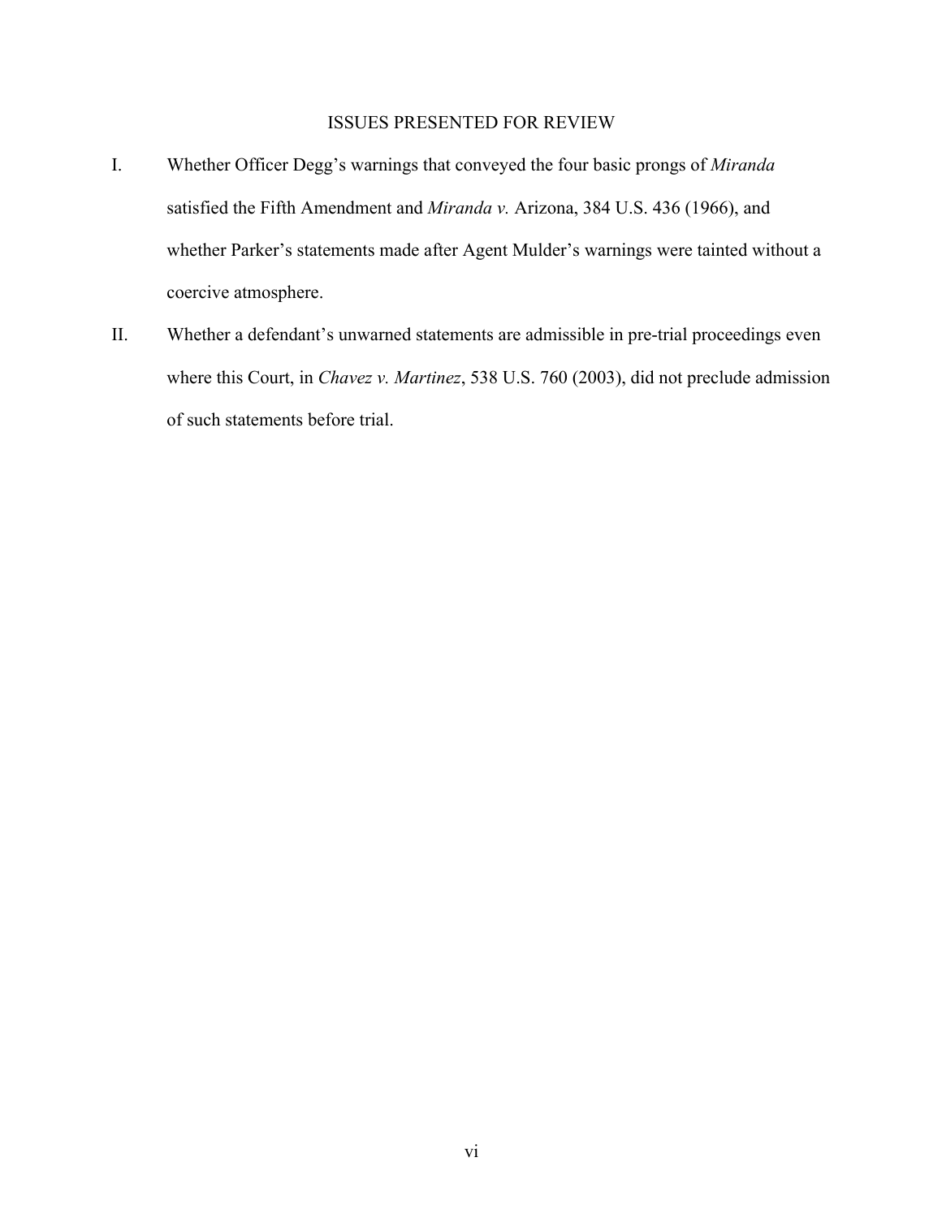## ISSUES PRESENTED FOR REVIEW

I. Whether Officer Degg's warnings that conveyed the four basic prongs of *Miranda* satisfied the Fifth Amendment and *Miranda v.* Arizona, 384 U.S. 436 (1966), and whether Parker's statements made after Agent Mulder's warnings were tainted without a coercive atmosphere.

II. Whether a defendant's unwarned statements are admissible in pre-trial proceedings even where this Court, in *Chavez v. Martinez*, 538 U.S. 760 (2003), did not preclude admission of such statements before trial.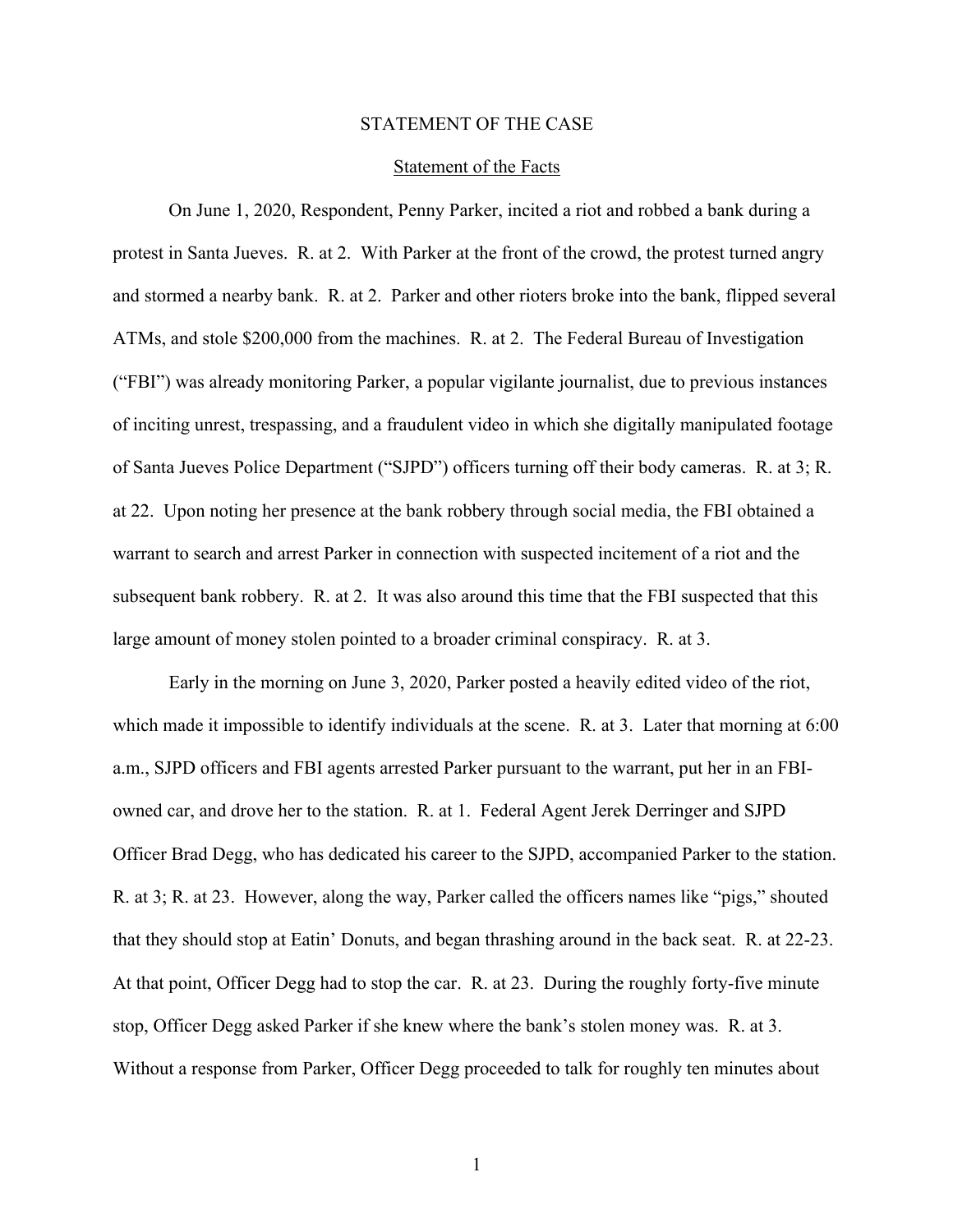# STATEMENT OF THE CASE

## Statement of the Facts

On June 1, 2020, Respondent, Penny Parker, incited a riot and robbed a bank during a protest in Santa Jueves. R. at 2. With Parker at the front of the crowd, the protest turned angry and stormed a nearby bank. R. at 2. Parker and other rioters broke into the bank, flipped several ATMs, and stole $200,000 from the machines. R. at 2. The Federal Bureau of Investigation ("FBI") was already monitoring Parker, a popular vigilante journalist, due to previous instances of inciting unrest, trespassing, and a fraudulent video in which she digitally manipulated footage of Santa Jueves Police Department ("SJPD") officers turning off their body cameras. R. at 3; R. at 22. Upon noting her presence at the bank robbery through social media, the FBI obtained a warrant to search and arrest Parker in connection with suspected incitement of a riot and the subsequent bank robbery. R. at 2. It was also around this time that the FBI suspected that this large amount of money stolen pointed to a broader criminal conspiracy. R. at 3.

Early in the morning on June 3, 2020, Parker posted a heavily edited video of the riot, which made it impossible to identify individuals at the scene. R. at 3. Later that morning at 6:00 a.m., SJPD officers and FBI agents arrested Parker pursuant to the warrant, put her in an FBI-owned car, and drove her to the station. R. at 1. Federal Agent Jerek Derringer and SJPD Officer Brad Degg, who has dedicated his career to the SJPD, accompanied Parker to the station. R. at 3; R. at 23. However, along the way, Parker called the officers names like "pigs," shouted that they should stop at Eatin' Donuts, and began thrashing around in the back seat. R. at 22-23. At that point, Officer Degg had to stop the car. R. at 23. During the roughly forty-five minute stop, Officer Degg asked Parker if she knew where the bank's stolen money was. R. at 3. Without a response from Parker, Officer Degg proceeded to talk for roughly ten minutes about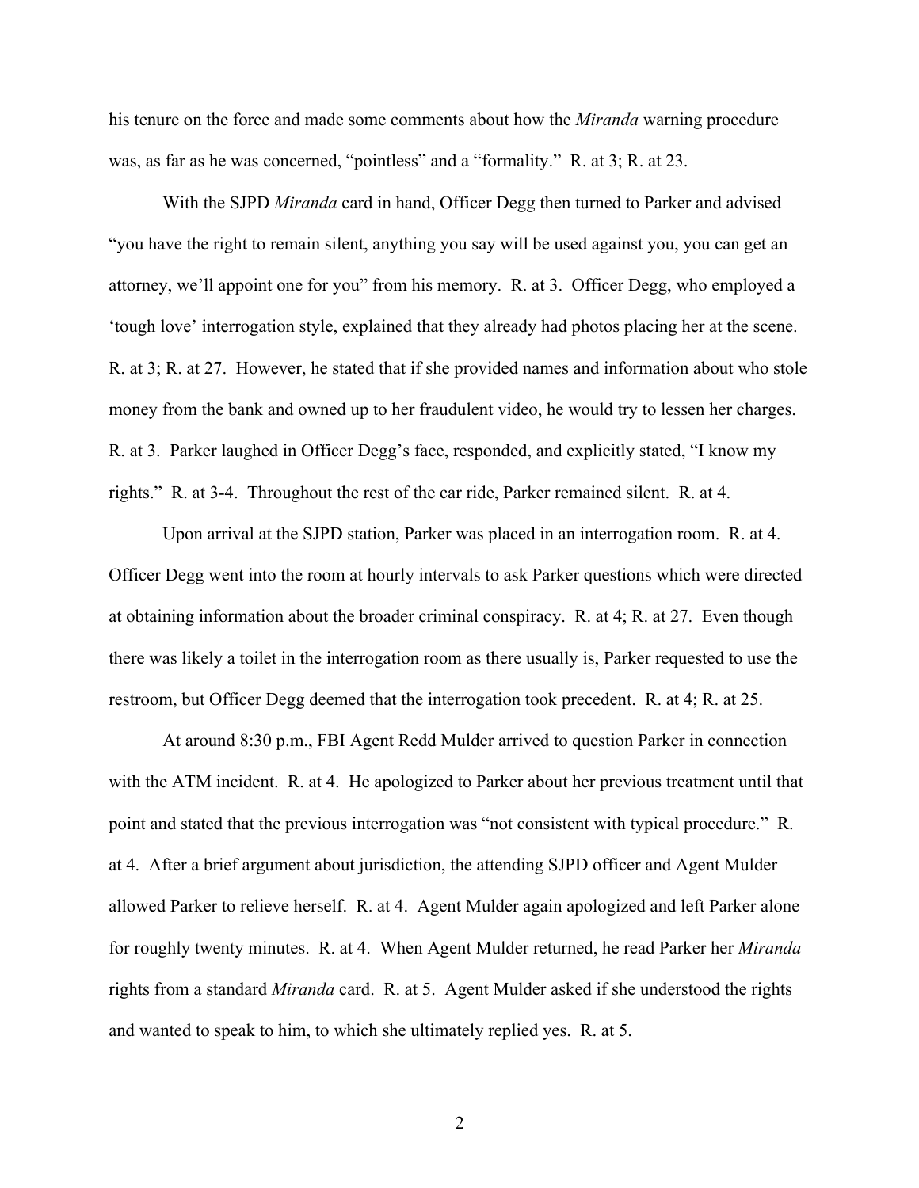his tenure on the force and made some comments about how the *Miranda* warning procedure was, as far as he was concerned, "pointless" and a "formality." R. at 3; R. at 23.

With the SJPD *Miranda* card in hand, Officer Degg then turned to Parker and advised "you have the right to remain silent, anything you say will be used against you, you can get an attorney, we'll appoint one for you" from his memory. R. at 3. Officer Degg, who employed a 'tough love' interrogation style, explained that they already had photos placing her at the scene. R. at 3; R. at 27. However, he stated that if she provided names and information about who stole money from the bank and owned up to her fraudulent video, he would try to lessen her charges. R. at 3. Parker laughed in Officer Degg's face, responded, and explicitly stated, "I know my rights." R. at 3-4. Throughout the rest of the car ride, Parker remained silent. R. at 4.

Upon arrival at the SJPD station, Parker was placed in an interrogation room. R. at 4. Officer Degg went into the room at hourly intervals to ask Parker questions which were directed at obtaining information about the broader criminal conspiracy. R. at 4; R. at 27. Even though there was likely a toilet in the interrogation room as there usually is, Parker requested to use the restroom, but Officer Degg deemed that the interrogation took precedent. R. at 4; R. at 25.

At around 8:30 p.m., FBI Agent Redd Mulder arrived to question Parker in connection with the ATM incident. R. at 4. He apologized to Parker about her previous treatment until that point and stated that the previous interrogation was "not consistent with typical procedure." R. at 4. After a brief argument about jurisdiction, the attending SJPD officer and Agent Mulder allowed Parker to relieve herself. R. at 4. Agent Mulder again apologized and left Parker alone for roughly twenty minutes. R. at 4. When Agent Mulder returned, he read Parker her *Miranda* rights from a standard *Miranda* card. R. at 5. Agent Mulder asked if she understood the rights and wanted to speak to him, to which she ultimately replied yes. R. at 5.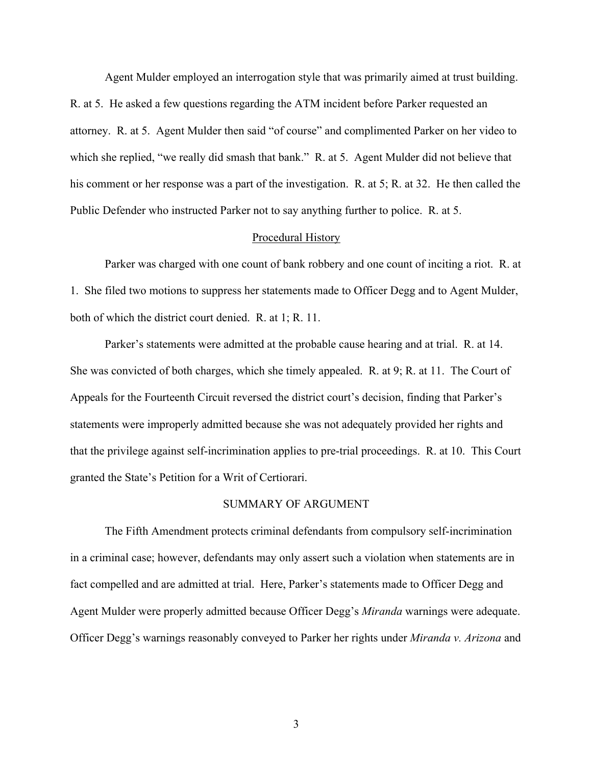Agent Mulder employed an interrogation style that was primarily aimed at trust building. R. at 5. He asked a few questions regarding the ATM incident before Parker requested an attorney. R. at 5. Agent Mulder then said "of course" and complimented Parker on her video to which she replied, "we really did smash that bank." R. at 5. Agent Mulder did not believe that his comment or her response was a part of the investigation. R. at 5; R. at 32. He then called the Public Defender who instructed Parker not to say anything further to police. R. at 5.

## Procedural History

Parker was charged with one count of bank robbery and one count of inciting a riot. R. at 1. She filed two motions to suppress her statements made to Officer Degg and to Agent Mulder, both of which the district court denied. R. at 1; R. 11.

Parker's statements were admitted at the probable cause hearing and at trial. R. at 14. She was convicted of both charges, which she timely appealed. R. at 9; R. at 11. The Court of Appeals for the Fourteenth Circuit reversed the district court's decision, finding that Parker's statements were improperly admitted because she was not adequately provided her rights and that the privilege against self-incrimination applies to pre-trial proceedings. R. at 10. This Court granted the State's Petition for a Writ of Certiorari.

## SUMMARY OF ARGUMENT

The Fifth Amendment protects criminal defendants from compulsory self-incrimination in a criminal case; however, defendants may only assert such a violation when statements are in fact compelled and are admitted at trial. Here, Parker's statements made to Officer Degg and Agent Mulder were properly admitted because Officer Degg's *Miranda* warnings were adequate. Officer Degg's warnings reasonably conveyed to Parker her rights under *Miranda v. Arizona* and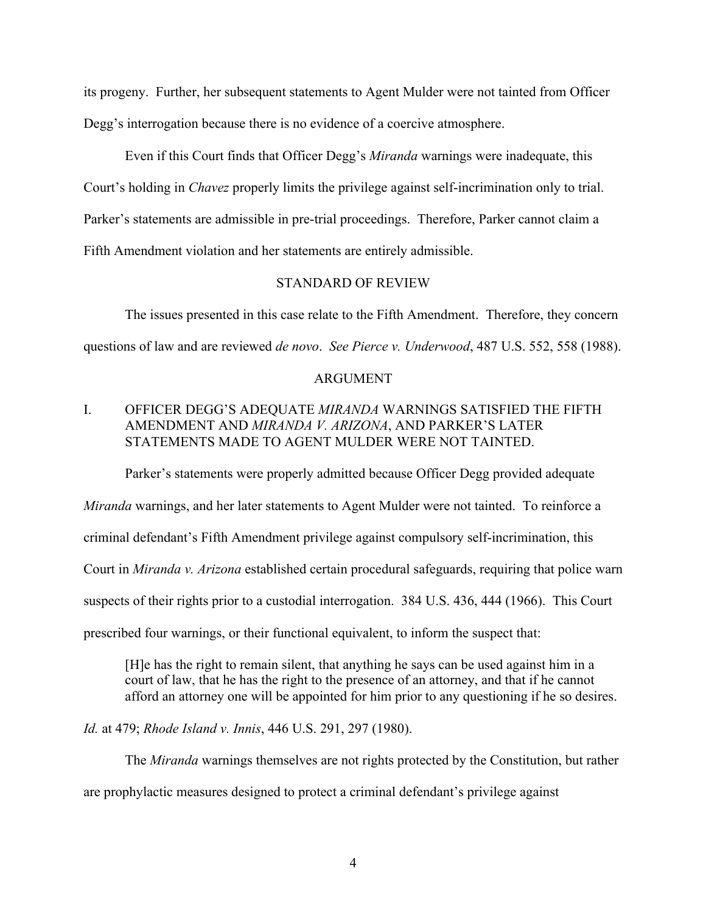its progeny. Further, her subsequent statements to Agent Mulder were not tainted from Officer Degg's interrogation because there is no evidence of a coercive atmosphere.

Even if this Court finds that Officer Degg's *Miranda* warnings were inadequate, this Court's holding in *Chavez* properly limits the privilege against self-incrimination only to trial. Parker's statements are admissible in pre-trial proceedings. Therefore, Parker cannot claim a Fifth Amendment violation and her statements are entirely admissible.

## STANDARD OF REVIEW

The issues presented in this case relate to the Fifth Amendment. Therefore, they concern questions of law and are reviewed *de novo*. *See Pierce v. Underwood*, 487 U.S. 552, 558 (1988).

## ARGUMENT

### I. OFFICER DEGG'S ADEQUATE *MIRANDA* WARNINGS SATISFIED THE FIFTH AMENDMENT AND *MIRANDA V. ARIZONA*, AND PARKER'S LATER STATEMENTS MADE TO AGENT MULDER WERE NOT TAINTED.

Parker's statements were properly admitted because Officer Degg provided adequate *Miranda* warnings, and her later statements to Agent Mulder were not tainted. To reinforce a criminal defendant's Fifth Amendment privilege against compulsory self-incrimination, this Court in *Miranda v. Arizona* established certain procedural safeguards, requiring that police warn suspects of their rights prior to a custodial interrogation. 384 U.S. 436, 444 (1966). This Court prescribed four warnings, or their functional equivalent, to inform the suspect that:

> [H]e has the right to remain silent, that anything he says can be used against him in a court of law, that he has the right to the presence of an attorney, and that if he cannot afford an attorney one will be appointed for him prior to any questioning if he so desires.

*Id.* at 479; *Rhode Island v. Innis*, 446 U.S. 291, 297 (1980).

The *Miranda* warnings themselves are not rights protected by the Constitution, but rather are prophylactic measures designed to protect a criminal defendant's privilege against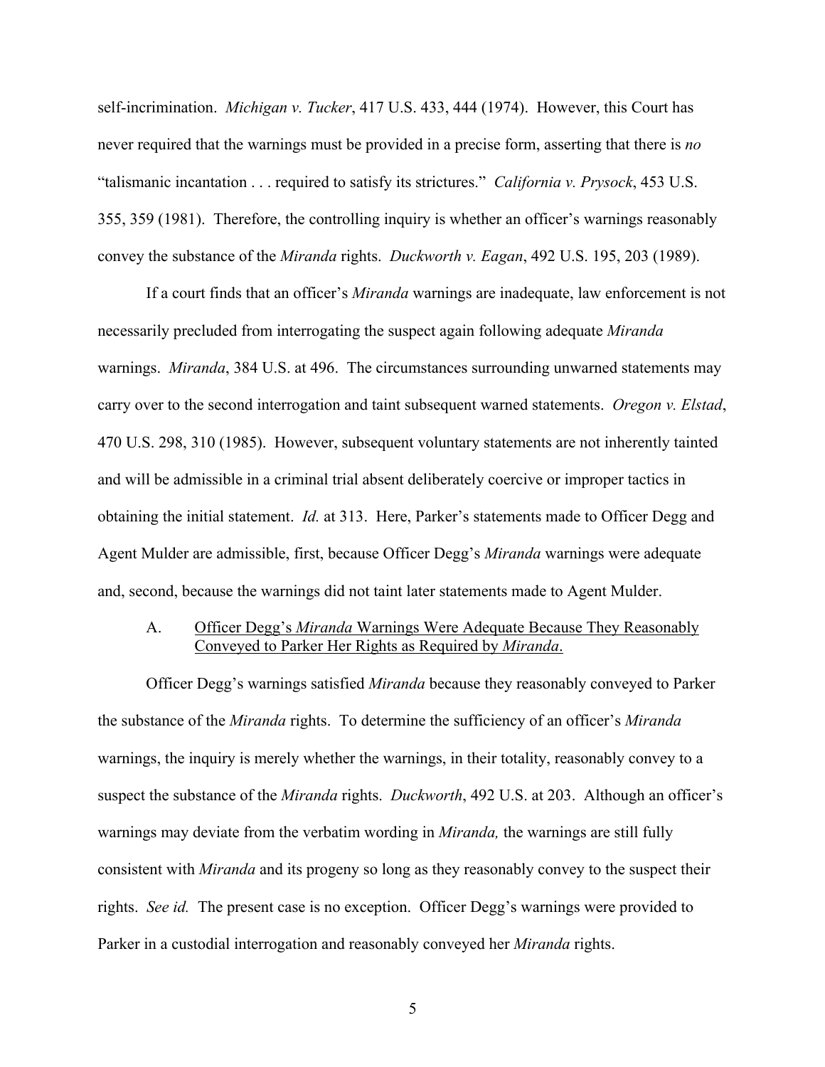self-incrimination. *Michigan v. Tucker*, 417 U.S. 433, 444 (1974). However, this Court has never required that the warnings must be provided in a precise form, asserting that there is *no* "talismanic incantation . . . required to satisfy its strictures." *California v. Prysock*, 453 U.S. 355, 359 (1981). Therefore, the controlling inquiry is whether an officer's warnings reasonably convey the substance of the *Miranda* rights. *Duckworth v. Eagan*, 492 U.S. 195, 203 (1989).

If a court finds that an officer's *Miranda* warnings are inadequate, law enforcement is not necessarily precluded from interrogating the suspect again following adequate *Miranda* warnings. *Miranda*, 384 U.S. at 496. The circumstances surrounding unwarned statements may carry over to the second interrogation and taint subsequent warned statements. *Oregon v. Elstad*, 470 U.S. 298, 310 (1985). However, subsequent voluntary statements are not inherently tainted and will be admissible in a criminal trial absent deliberately coercive or improper tactics in obtaining the initial statement. *Id.* at 313. Here, Parker's statements made to Officer Degg and Agent Mulder are admissible, first, because Officer Degg's *Miranda* warnings were adequate and, second, because the warnings did not taint later statements made to Agent Mulder.

### A. Officer Degg's *Miranda* Warnings Were Adequate Because They Reasonably Conveyed to Parker Her Rights as Required by *Miranda*.

Officer Degg's warnings satisfied *Miranda* because they reasonably conveyed to Parker the substance of the *Miranda* rights. To determine the sufficiency of an officer's *Miranda* warnings, the inquiry is merely whether the warnings, in their totality, reasonably convey to a suspect the substance of the *Miranda* rights. *Duckworth*, 492 U.S. at 203. Although an officer's warnings may deviate from the verbatim wording in *Miranda,* the warnings are still fully consistent with *Miranda* and its progeny so long as they reasonably convey to the suspect their rights. *See id.* The present case is no exception. Officer Degg's warnings were provided to Parker in a custodial interrogation and reasonably conveyed her *Miranda* rights.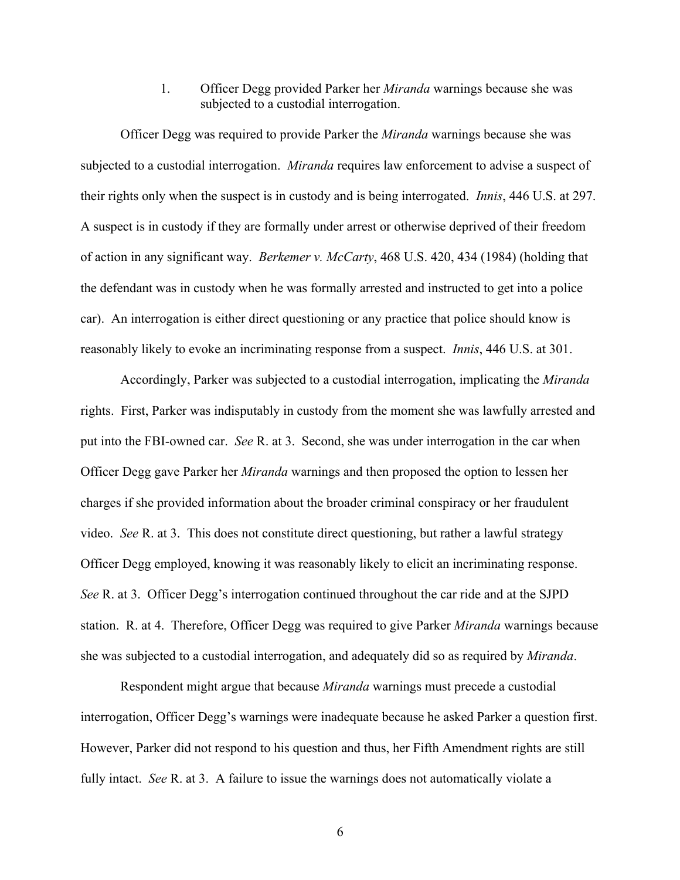1. Officer Degg provided Parker her *Miranda* warnings because she was subjected to a custodial interrogation.

Officer Degg was required to provide Parker the *Miranda* warnings because she was subjected to a custodial interrogation. *Miranda* requires law enforcement to advise a suspect of their rights only when the suspect is in custody and is being interrogated. *Innis*, 446 U.S. at 297. A suspect is in custody if they are formally under arrest or otherwise deprived of their freedom of action in any significant way. *Berkemer v. McCarty*, 468 U.S. 420, 434 (1984) (holding that the defendant was in custody when he was formally arrested and instructed to get into a police car). An interrogation is either direct questioning or any practice that police should know is reasonably likely to evoke an incriminating response from a suspect. *Innis*, 446 U.S. at 301.

Accordingly, Parker was subjected to a custodial interrogation, implicating the *Miranda* rights. First, Parker was indisputably in custody from the moment she was lawfully arrested and put into the FBI-owned car. *See* R. at 3. Second, she was under interrogation in the car when Officer Degg gave Parker her *Miranda* warnings and then proposed the option to lessen her charges if she provided information about the broader criminal conspiracy or her fraudulent video. *See* R. at 3. This does not constitute direct questioning, but rather a lawful strategy Officer Degg employed, knowing it was reasonably likely to elicit an incriminating response. *See* R. at 3. Officer Degg's interrogation continued throughout the car ride and at the SJPD station. R. at 4. Therefore, Officer Degg was required to give Parker *Miranda* warnings because she was subjected to a custodial interrogation, and adequately did so as required by *Miranda*.

Respondent might argue that because *Miranda* warnings must precede a custodial interrogation, Officer Degg's warnings were inadequate because he asked Parker a question first. However, Parker did not respond to his question and thus, her Fifth Amendment rights are still fully intact. *See* R. at 3. A failure to issue the warnings does not automatically violate a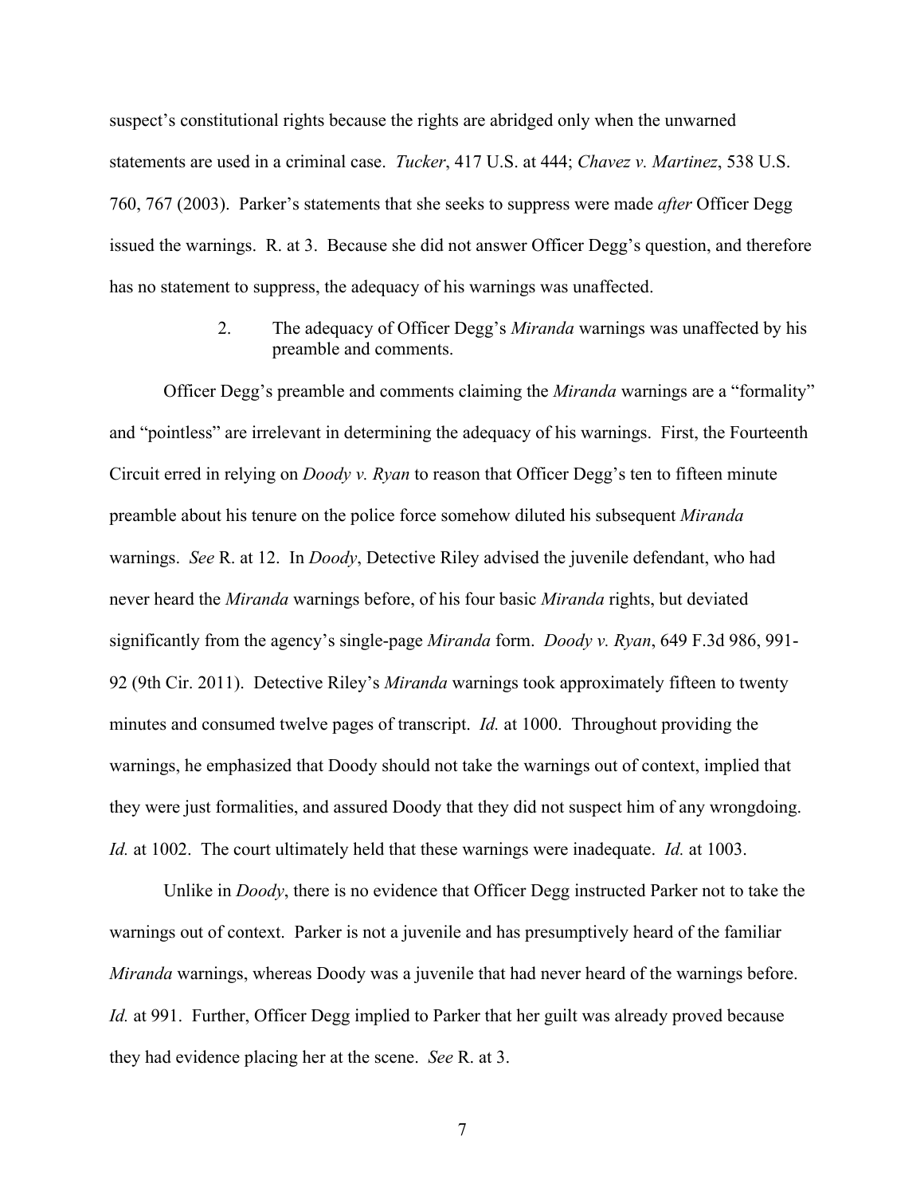suspect's constitutional rights because the rights are abridged only when the unwarned statements are used in a criminal case. *Tucker*, 417 U.S. at 444; *Chavez v. Martinez*, 538 U.S. 760, 767 (2003). Parker's statements that she seeks to suppress were made *after* Officer Degg issued the warnings. R. at 3. Because she did not answer Officer Degg's question, and therefore has no statement to suppress, the adequacy of his warnings was unaffected.

2. The adequacy of Officer Degg's *Miranda* warnings was unaffected by his preamble and comments.

Officer Degg's preamble and comments claiming the *Miranda* warnings are a "formality" and "pointless" are irrelevant in determining the adequacy of his warnings. First, the Fourteenth Circuit erred in relying on *Doody v. Ryan* to reason that Officer Degg's ten to fifteen minute preamble about his tenure on the police force somehow diluted his subsequent *Miranda* warnings. *See* R. at 12. In *Doody*, Detective Riley advised the juvenile defendant, who had never heard the *Miranda* warnings before, of his four basic *Miranda* rights, but deviated significantly from the agency's single-page *Miranda* form. *Doody v. Ryan*, 649 F.3d 986, 991-92 (9th Cir. 2011). Detective Riley's *Miranda* warnings took approximately fifteen to twenty minutes and consumed twelve pages of transcript. *Id.* at 1000. Throughout providing the warnings, he emphasized that Doody should not take the warnings out of context, implied that they were just formalities, and assured Doody that they did not suspect him of any wrongdoing. *Id.* at 1002. The court ultimately held that these warnings were inadequate. *Id.* at 1003.

Unlike in *Doody*, there is no evidence that Officer Degg instructed Parker not to take the warnings out of context. Parker is not a juvenile and has presumptively heard of the familiar *Miranda* warnings, whereas Doody was a juvenile that had never heard of the warnings before. *Id.* at 991. Further, Officer Degg implied to Parker that her guilt was already proved because they had evidence placing her at the scene. *See* R. at 3.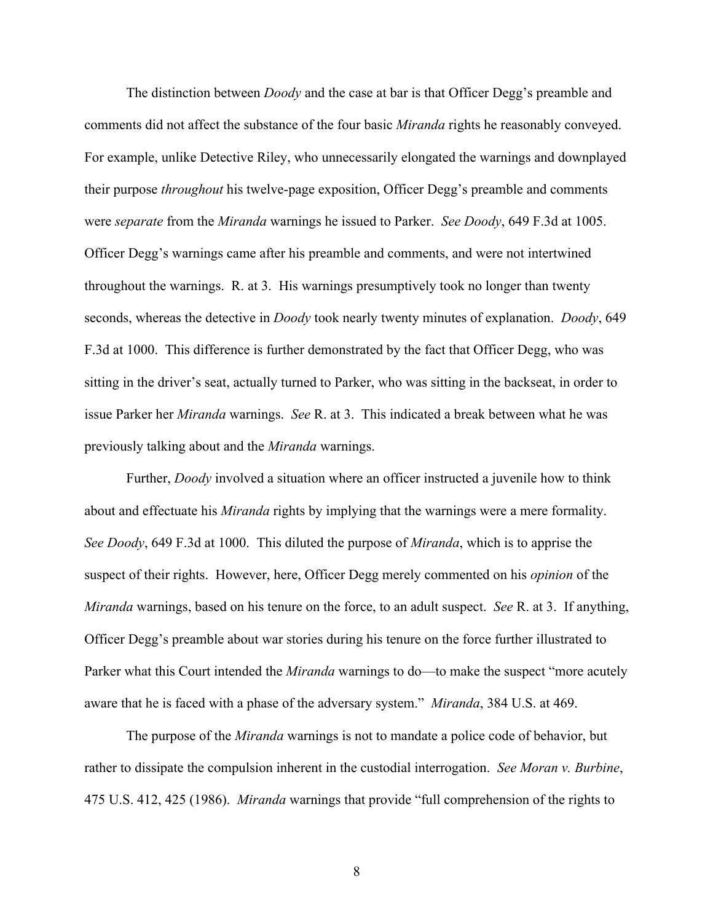The distinction between *Doody* and the case at bar is that Officer Degg's preamble and comments did not affect the substance of the four basic *Miranda* rights he reasonably conveyed. For example, unlike Detective Riley, who unnecessarily elongated the warnings and downplayed their purpose *throughout* his twelve-page exposition, Officer Degg's preamble and comments were *separate* from the *Miranda* warnings he issued to Parker. *See Doody*, 649 F.3d at 1005. Officer Degg's warnings came after his preamble and comments, and were not intertwined throughout the warnings. R. at 3. His warnings presumptively took no longer than twenty seconds, whereas the detective in *Doody* took nearly twenty minutes of explanation. *Doody*, 649 F.3d at 1000. This difference is further demonstrated by the fact that Officer Degg, who was sitting in the driver's seat, actually turned to Parker, who was sitting in the backseat, in order to issue Parker her *Miranda* warnings. *See* R. at 3. This indicated a break between what he was previously talking about and the *Miranda* warnings.

Further, *Doody* involved a situation where an officer instructed a juvenile how to think about and effectuate his *Miranda* rights by implying that the warnings were a mere formality. *See Doody*, 649 F.3d at 1000. This diluted the purpose of *Miranda*, which is to apprise the suspect of their rights. However, here, Officer Degg merely commented on his *opinion* of the *Miranda* warnings, based on his tenure on the force, to an adult suspect. *See* R. at 3. If anything, Officer Degg's preamble about war stories during his tenure on the force further illustrated to Parker what this Court intended the *Miranda* warnings to do—to make the suspect "more acutely aware that he is faced with a phase of the adversary system." *Miranda*, 384 U.S. at 469.

The purpose of the *Miranda* warnings is not to mandate a police code of behavior, but rather to dissipate the compulsion inherent in the custodial interrogation. *See Moran v. Burbine*, 475 U.S. 412, 425 (1986). *Miranda* warnings that provide "full comprehension of the rights to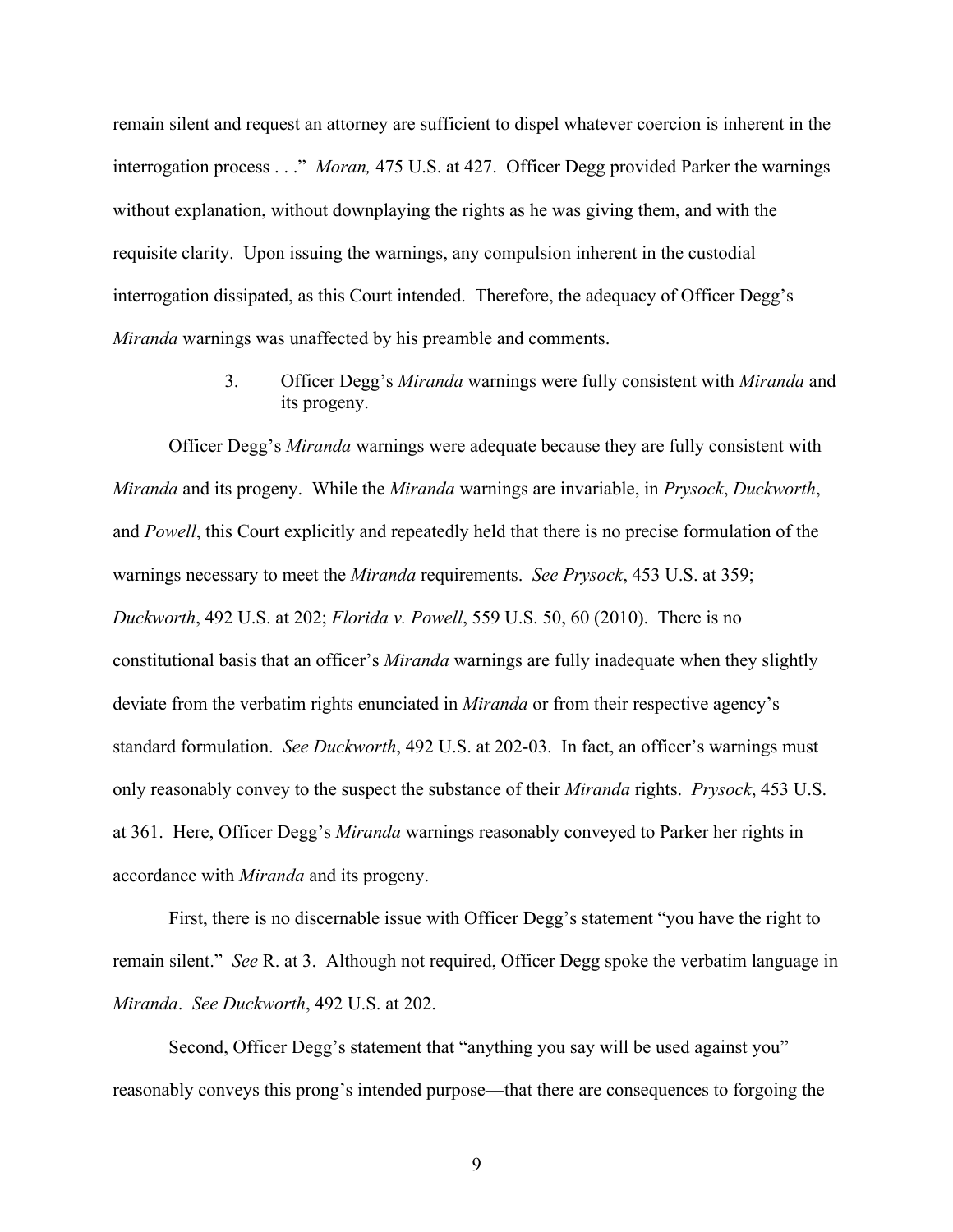remain silent and request an attorney are sufficient to dispel whatever coercion is inherent in the interrogation process . . ." *Moran,* 475 U.S. at 427. Officer Degg provided Parker the warnings without explanation, without downplaying the rights as he was giving them, and with the requisite clarity. Upon issuing the warnings, any compulsion inherent in the custodial interrogation dissipated, as this Court intended. Therefore, the adequacy of Officer Degg's *Miranda* warnings was unaffected by his preamble and comments.

3. Officer Degg's *Miranda* warnings were fully consistent with *Miranda* and its progeny.

Officer Degg's *Miranda* warnings were adequate because they are fully consistent with *Miranda* and its progeny. While the *Miranda* warnings are invariable, in *Prysock*, *Duckworth*, and *Powell*, this Court explicitly and repeatedly held that there is no precise formulation of the warnings necessary to meet the *Miranda* requirements. *See Prysock*, 453 U.S. at 359; *Duckworth*, 492 U.S. at 202; *Florida v. Powell*, 559 U.S. 50, 60 (2010). There is no constitutional basis that an officer's *Miranda* warnings are fully inadequate when they slightly deviate from the verbatim rights enunciated in *Miranda* or from their respective agency's standard formulation. *See Duckworth*, 492 U.S. at 202-03. In fact, an officer's warnings must only reasonably convey to the suspect the substance of their *Miranda* rights. *Prysock*, 453 U.S. at 361. Here, Officer Degg's *Miranda* warnings reasonably conveyed to Parker her rights in accordance with *Miranda* and its progeny.

First, there is no discernable issue with Officer Degg's statement "you have the right to remain silent." *See* R. at 3. Although not required, Officer Degg spoke the verbatim language in *Miranda*. *See Duckworth*, 492 U.S. at 202.

Second, Officer Degg's statement that "anything you say will be used against you" reasonably conveys this prong's intended purpose—that there are consequences to forgoing the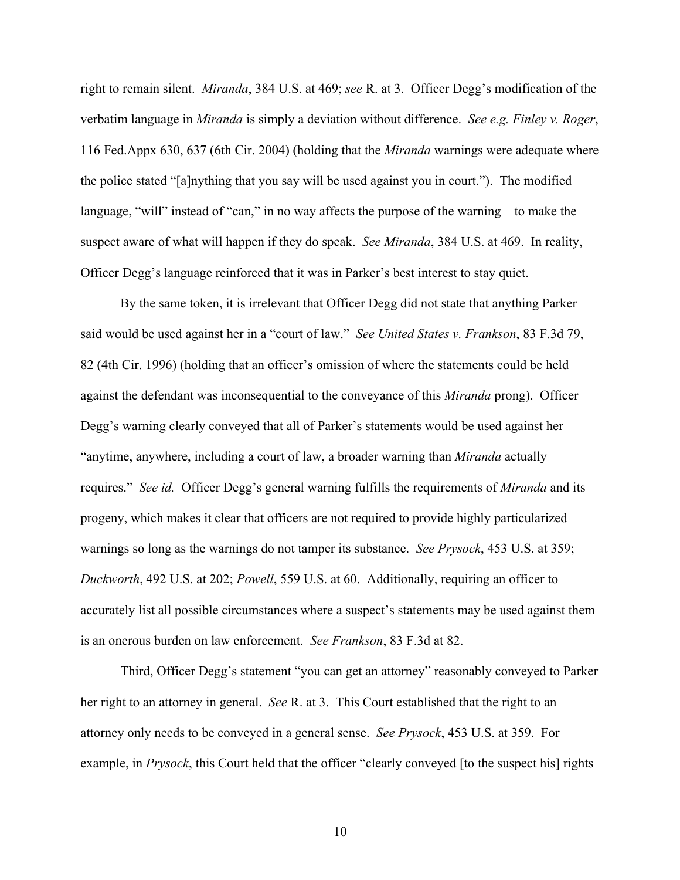right to remain silent. *Miranda*, 384 U.S. at 469; *see* R. at 3. Officer Degg's modification of the verbatim language in *Miranda* is simply a deviation without difference. *See e.g. Finley v. Roger*, 116 Fed.Appx 630, 637 (6th Cir. 2004) (holding that the *Miranda* warnings were adequate where the police stated "[a]nything that you say will be used against you in court."). The modified language, "will" instead of "can," in no way affects the purpose of the warning—to make the suspect aware of what will happen if they do speak. *See Miranda*, 384 U.S. at 469. In reality, Officer Degg's language reinforced that it was in Parker's best interest to stay quiet.

By the same token, it is irrelevant that Officer Degg did not state that anything Parker said would be used against her in a "court of law." *See United States v. Frankson*, 83 F.3d 79, 82 (4th Cir. 1996) (holding that an officer's omission of where the statements could be held against the defendant was inconsequential to the conveyance of this *Miranda* prong). Officer Degg's warning clearly conveyed that all of Parker's statements would be used against her "anytime, anywhere, including a court of law, a broader warning than *Miranda* actually requires." *See id.* Officer Degg's general warning fulfills the requirements of *Miranda* and its progeny, which makes it clear that officers are not required to provide highly particularized warnings so long as the warnings do not tamper its substance. *See Prysock*, 453 U.S. at 359; *Duckworth*, 492 U.S. at 202; *Powell*, 559 U.S. at 60. Additionally, requiring an officer to accurately list all possible circumstances where a suspect's statements may be used against them is an onerous burden on law enforcement. *See Frankson*, 83 F.3d at 82.

Third, Officer Degg's statement "you can get an attorney" reasonably conveyed to Parker her right to an attorney in general. *See* R. at 3. This Court established that the right to an attorney only needs to be conveyed in a general sense. *See Prysock*, 453 U.S. at 359. For example, in *Prysock*, this Court held that the officer "clearly conveyed [to the suspect his] rights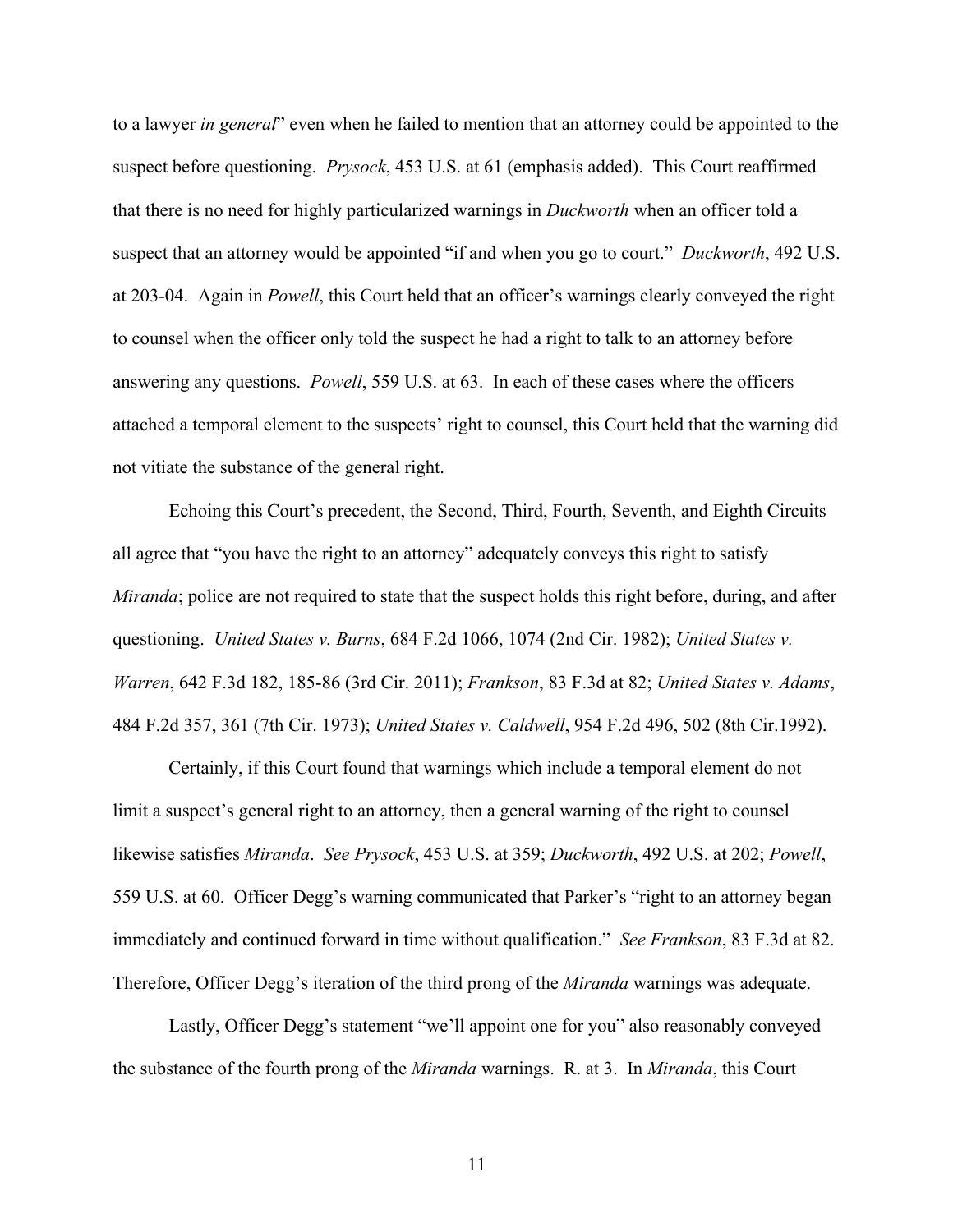to a lawyer *in general*" even when he failed to mention that an attorney could be appointed to the suspect before questioning. *Prysock*, 453 U.S. at 61 (emphasis added). This Court reaffirmed that there is no need for highly particularized warnings in *Duckworth* when an officer told a suspect that an attorney would be appointed "if and when you go to court." *Duckworth*, 492 U.S. at 203-04. Again in *Powell*, this Court held that an officer's warnings clearly conveyed the right to counsel when the officer only told the suspect he had a right to talk to an attorney before answering any questions. *Powell*, 559 U.S. at 63. In each of these cases where the officers attached a temporal element to the suspects' right to counsel, this Court held that the warning did not vitiate the substance of the general right.

Echoing this Court's precedent, the Second, Third, Fourth, Seventh, and Eighth Circuits all agree that "you have the right to an attorney" adequately conveys this right to satisfy *Miranda*; police are not required to state that the suspect holds this right before, during, and after questioning. *United States v. Burns*, 684 F.2d 1066, 1074 (2nd Cir. 1982); *United States v. Warren*, 642 F.3d 182, 185-86 (3rd Cir. 2011); *Frankson*, 83 F.3d at 82; *United States v. Adams*, 484 F.2d 357, 361 (7th Cir. 1973); *United States v. Caldwell*, 954 F.2d 496, 502 (8th Cir.1992).

Certainly, if this Court found that warnings which include a temporal element do not limit a suspect's general right to an attorney, then a general warning of the right to counsel likewise satisfies *Miranda*. *See Prysock*, 453 U.S. at 359; *Duckworth*, 492 U.S. at 202; *Powell*, 559 U.S. at 60. Officer Degg's warning communicated that Parker's "right to an attorney began immediately and continued forward in time without qualification." *See Frankson*, 83 F.3d at 82. Therefore, Officer Degg's iteration of the third prong of the *Miranda* warnings was adequate.

Lastly, Officer Degg's statement "we'll appoint one for you" also reasonably conveyed the substance of the fourth prong of the *Miranda* warnings. R. at 3. In *Miranda*, this Court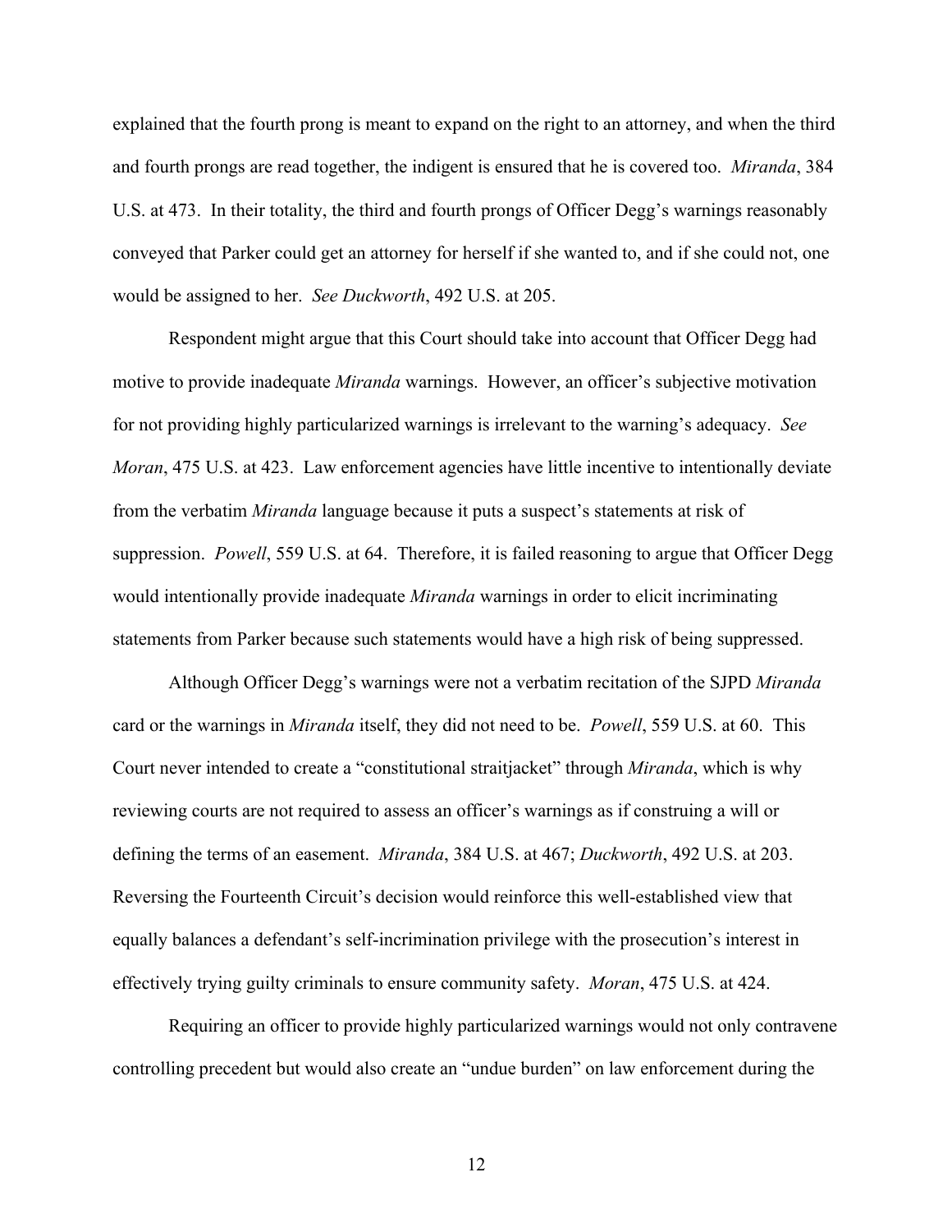explained that the fourth prong is meant to expand on the right to an attorney, and when the third and fourth prongs are read together, the indigent is ensured that he is covered too. *Miranda*, 384 U.S. at 473. In their totality, the third and fourth prongs of Officer Degg's warnings reasonably conveyed that Parker could get an attorney for herself if she wanted to, and if she could not, one would be assigned to her. *See Duckworth*, 492 U.S. at 205.

Respondent might argue that this Court should take into account that Officer Degg had motive to provide inadequate *Miranda* warnings. However, an officer's subjective motivation for not providing highly particularized warnings is irrelevant to the warning's adequacy. *See Moran*, 475 U.S. at 423. Law enforcement agencies have little incentive to intentionally deviate from the verbatim *Miranda* language because it puts a suspect's statements at risk of suppression. *Powell*, 559 U.S. at 64. Therefore, it is failed reasoning to argue that Officer Degg would intentionally provide inadequate *Miranda* warnings in order to elicit incriminating statements from Parker because such statements would have a high risk of being suppressed.

Although Officer Degg's warnings were not a verbatim recitation of the SJPD *Miranda* card or the warnings in *Miranda* itself, they did not need to be. *Powell*, 559 U.S. at 60. This Court never intended to create a "constitutional straitjacket" through *Miranda*, which is why reviewing courts are not required to assess an officer's warnings as if construing a will or defining the terms of an easement. *Miranda*, 384 U.S. at 467; *Duckworth*, 492 U.S. at 203. Reversing the Fourteenth Circuit's decision would reinforce this well-established view that equally balances a defendant's self-incrimination privilege with the prosecution's interest in effectively trying guilty criminals to ensure community safety. *Moran*, 475 U.S. at 424.

Requiring an officer to provide highly particularized warnings would not only contravene controlling precedent but would also create an "undue burden" on law enforcement during the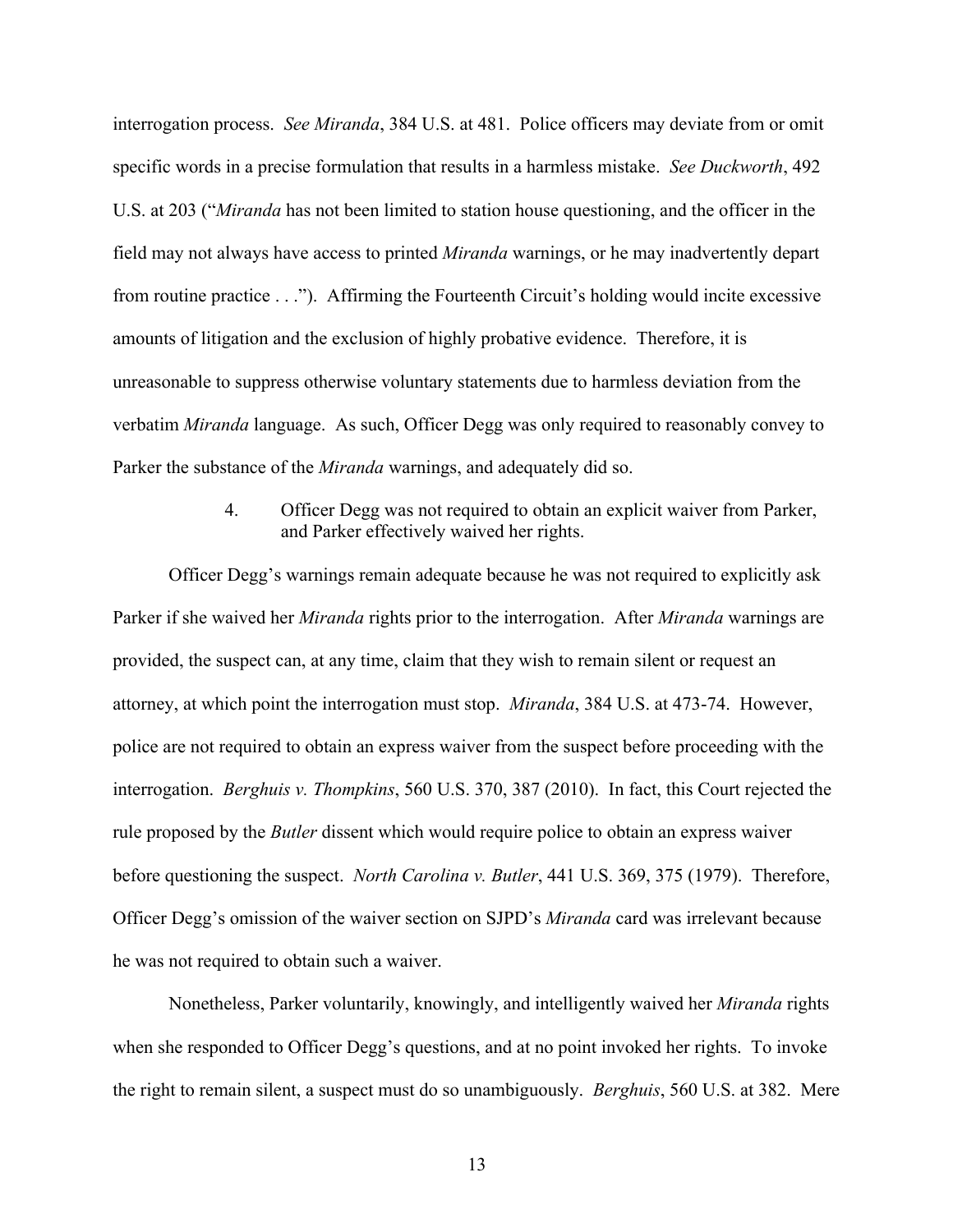interrogation process. *See Miranda*, 384 U.S. at 481. Police officers may deviate from or omit specific words in a precise formulation that results in a harmless mistake. *See Duckworth*, 492 U.S. at 203 ("*Miranda* has not been limited to station house questioning, and the officer in the field may not always have access to printed *Miranda* warnings, or he may inadvertently depart from routine practice . . ."). Affirming the Fourteenth Circuit's holding would incite excessive amounts of litigation and the exclusion of highly probative evidence. Therefore, it is unreasonable to suppress otherwise voluntary statements due to harmless deviation from the verbatim *Miranda* language. As such, Officer Degg was only required to reasonably convey to Parker the substance of the *Miranda* warnings, and adequately did so.

4. Officer Degg was not required to obtain an explicit waiver from Parker, and Parker effectively waived her rights.

Officer Degg's warnings remain adequate because he was not required to explicitly ask Parker if she waived her *Miranda* rights prior to the interrogation. After *Miranda* warnings are provided, the suspect can, at any time, claim that they wish to remain silent or request an attorney, at which point the interrogation must stop. *Miranda*, 384 U.S. at 473-74. However, police are not required to obtain an express waiver from the suspect before proceeding with the interrogation. *Berghuis v. Thompkins*, 560 U.S. 370, 387 (2010). In fact, this Court rejected the rule proposed by the *Butler* dissent which would require police to obtain an express waiver before questioning the suspect. *North Carolina v. Butler*, 441 U.S. 369, 375 (1979). Therefore, Officer Degg's omission of the waiver section on SJPD's *Miranda* card was irrelevant because he was not required to obtain such a waiver.

Nonetheless, Parker voluntarily, knowingly, and intelligently waived her *Miranda* rights when she responded to Officer Degg's questions, and at no point invoked her rights. To invoke the right to remain silent, a suspect must do so unambiguously. *Berghuis*, 560 U.S. at 382. Mere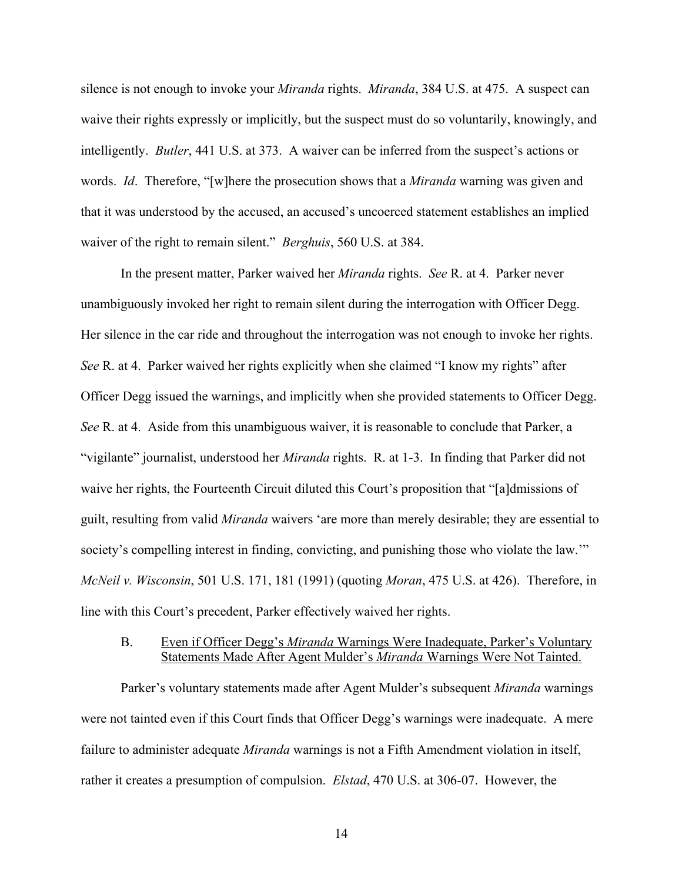silence is not enough to invoke your *Miranda* rights. *Miranda*, 384 U.S. at 475. A suspect can waive their rights expressly or implicitly, but the suspect must do so voluntarily, knowingly, and intelligently. *Butler*, 441 U.S. at 373. A waiver can be inferred from the suspect's actions or words. *Id*. Therefore, "[w]here the prosecution shows that a *Miranda* warning was given and that it was understood by the accused, an accused's uncoerced statement establishes an implied waiver of the right to remain silent." *Berghuis*, 560 U.S. at 384.

In the present matter, Parker waived her *Miranda* rights. *See* R. at 4. Parker never unambiguously invoked her right to remain silent during the interrogation with Officer Degg. Her silence in the car ride and throughout the interrogation was not enough to invoke her rights. *See* R. at 4. Parker waived her rights explicitly when she claimed "I know my rights" after Officer Degg issued the warnings, and implicitly when she provided statements to Officer Degg. *See* R. at 4. Aside from this unambiguous waiver, it is reasonable to conclude that Parker, a "vigilante" journalist, understood her *Miranda* rights. R. at 1-3. In finding that Parker did not waive her rights, the Fourteenth Circuit diluted this Court's proposition that "[a]dmissions of guilt, resulting from valid *Miranda* waivers 'are more than merely desirable; they are essential to society's compelling interest in finding, convicting, and punishing those who violate the law.'" *McNeil v. Wisconsin*, 501 U.S. 171, 181 (1991) (quoting *Moran*, 475 U.S. at 426). Therefore, in line with this Court's precedent, Parker effectively waived her rights.

### B. Even if Officer Degg's *Miranda* Warnings Were Inadequate, Parker's Voluntary Statements Made After Agent Mulder's *Miranda* Warnings Were Not Tainted.

Parker's voluntary statements made after Agent Mulder's subsequent *Miranda* warnings were not tainted even if this Court finds that Officer Degg's warnings were inadequate. A mere failure to administer adequate *Miranda* warnings is not a Fifth Amendment violation in itself, rather it creates a presumption of compulsion. *Elstad*, 470 U.S. at 306-07. However, the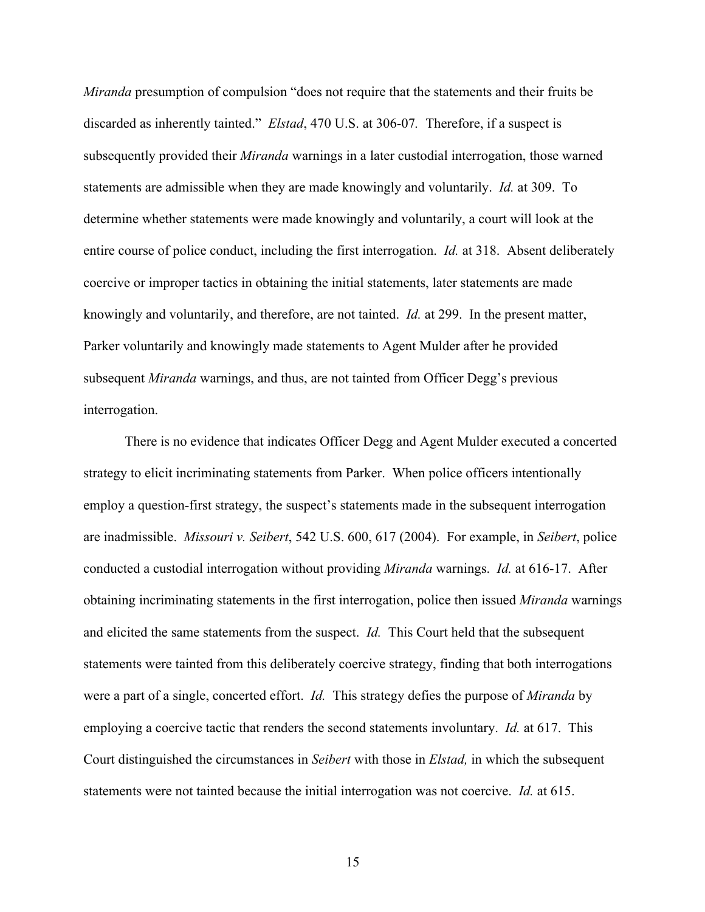*Miranda* presumption of compulsion "does not require that the statements and their fruits be discarded as inherently tainted." *Elstad*, 470 U.S. at 306-07. Therefore, if a suspect is subsequently provided their *Miranda* warnings in a later custodial interrogation, those warned statements are admissible when they are made knowingly and voluntarily. *Id.* at 309. To determine whether statements were made knowingly and voluntarily, a court will look at the entire course of police conduct, including the first interrogation. *Id.* at 318. Absent deliberately coercive or improper tactics in obtaining the initial statements, later statements are made knowingly and voluntarily, and therefore, are not tainted. *Id.* at 299. In the present matter, Parker voluntarily and knowingly made statements to Agent Mulder after he provided subsequent *Miranda* warnings, and thus, are not tainted from Officer Degg's previous interrogation.

There is no evidence that indicates Officer Degg and Agent Mulder executed a concerted strategy to elicit incriminating statements from Parker. When police officers intentionally employ a question-first strategy, the suspect's statements made in the subsequent interrogation are inadmissible. *Missouri v. Seibert*, 542 U.S. 600, 617 (2004). For example, in *Seibert*, police conducted a custodial interrogation without providing *Miranda* warnings. *Id.* at 616-17. After obtaining incriminating statements in the first interrogation, police then issued *Miranda* warnings and elicited the same statements from the suspect. *Id.* This Court held that the subsequent statements were tainted from this deliberately coercive strategy, finding that both interrogations were a part of a single, concerted effort. *Id.* This strategy defies the purpose of *Miranda* by employing a coercive tactic that renders the second statements involuntary. *Id.* at 617. This Court distinguished the circumstances in *Seibert* with those in *Elstad,* in which the subsequent statements were not tainted because the initial interrogation was not coercive. *Id.* at 615.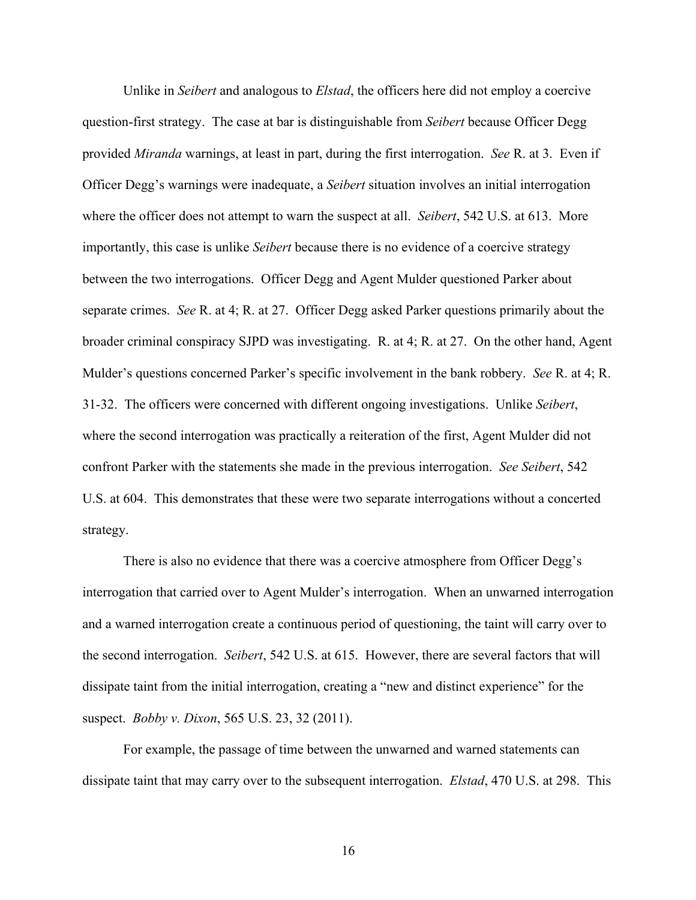Unlike in *Seibert* and analogous to *Elstad*, the officers here did not employ a coercive question-first strategy. The case at bar is distinguishable from *Seibert* because Officer Degg provided *Miranda* warnings, at least in part, during the first interrogation. *See* R. at 3. Even if Officer Degg's warnings were inadequate, a *Seibert* situation involves an initial interrogation where the officer does not attempt to warn the suspect at all. *Seibert*, 542 U.S. at 613. More importantly, this case is unlike *Seibert* because there is no evidence of a coercive strategy between the two interrogations. Officer Degg and Agent Mulder questioned Parker about separate crimes. *See* R. at 4; R. at 27. Officer Degg asked Parker questions primarily about the broader criminal conspiracy SJPD was investigating. R. at 4; R. at 27. On the other hand, Agent Mulder's questions concerned Parker's specific involvement in the bank robbery. *See* R. at 4; R. 31-32. The officers were concerned with different ongoing investigations. Unlike *Seibert*, where the second interrogation was practically a reiteration of the first, Agent Mulder did not confront Parker with the statements she made in the previous interrogation. *See Seibert*, 542 U.S. at 604. This demonstrates that these were two separate interrogations without a concerted strategy.

There is also no evidence that there was a coercive atmosphere from Officer Degg's interrogation that carried over to Agent Mulder's interrogation. When an unwarned interrogation and a warned interrogation create a continuous period of questioning, the taint will carry over to the second interrogation. *Seibert*, 542 U.S. at 615. However, there are several factors that will dissipate taint from the initial interrogation, creating a "new and distinct experience" for the suspect. *Bobby v. Dixon*, 565 U.S. 23, 32 (2011).

For example, the passage of time between the unwarned and warned statements can dissipate taint that may carry over to the subsequent interrogation. *Elstad*, 470 U.S. at 298. This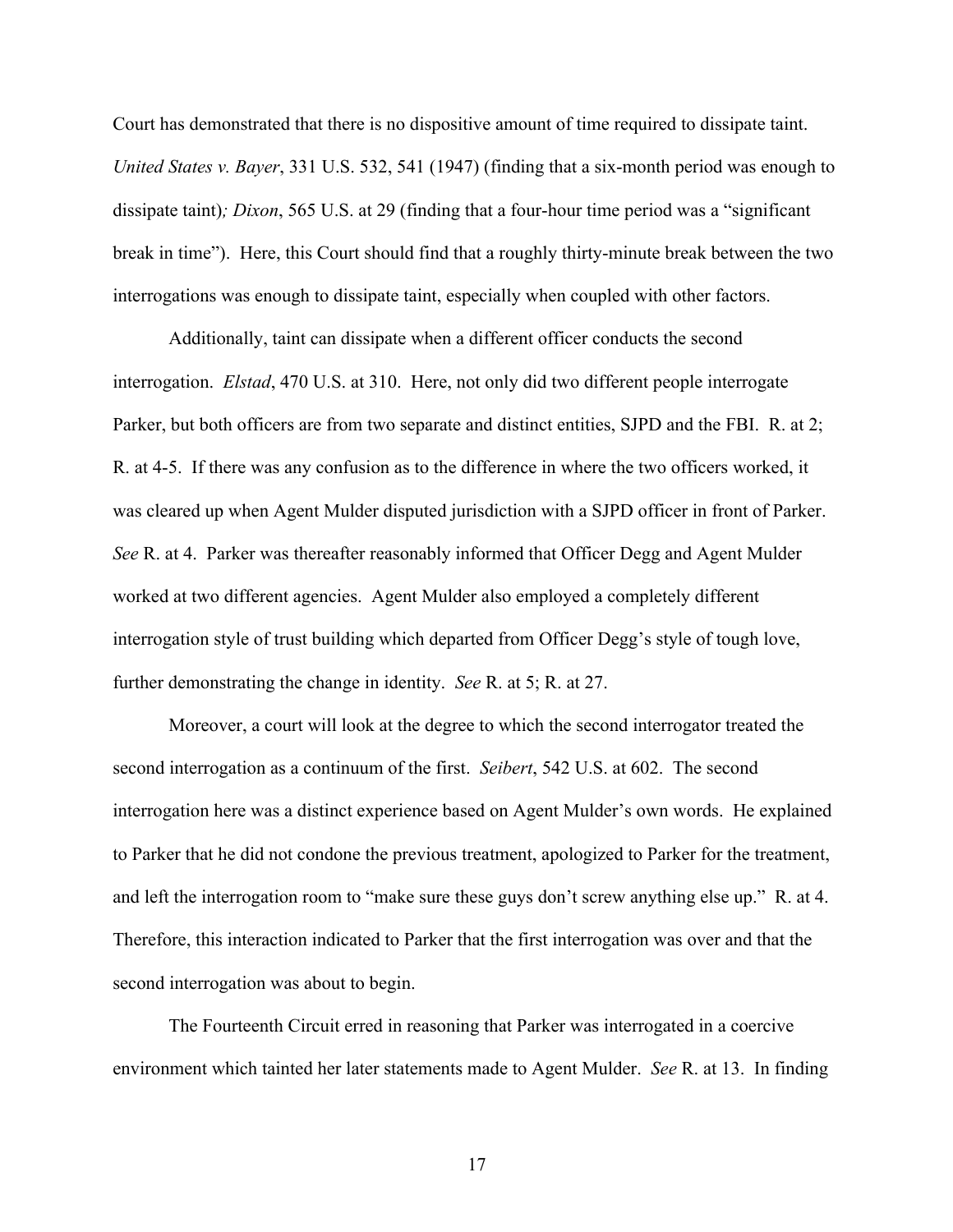Court has demonstrated that there is no dispositive amount of time required to dissipate taint. *United States v. Bayer*, 331 U.S. 532, 541 (1947) (finding that a six-month period was enough to dissipate taint)*; Dixon*, 565 U.S. at 29 (finding that a four-hour time period was a "significant break in time"). Here, this Court should find that a roughly thirty-minute break between the two interrogations was enough to dissipate taint, especially when coupled with other factors.

Additionally, taint can dissipate when a different officer conducts the second interrogation. *Elstad*, 470 U.S. at 310. Here, not only did two different people interrogate Parker, but both officers are from two separate and distinct entities, SJPD and the FBI. R. at 2; R. at 4-5. If there was any confusion as to the difference in where the two officers worked, it was cleared up when Agent Mulder disputed jurisdiction with a SJPD officer in front of Parker. *See* R. at 4. Parker was thereafter reasonably informed that Officer Degg and Agent Mulder worked at two different agencies. Agent Mulder also employed a completely different interrogation style of trust building which departed from Officer Degg's style of tough love, further demonstrating the change in identity. *See* R. at 5; R. at 27.

Moreover, a court will look at the degree to which the second interrogator treated the second interrogation as a continuum of the first. *Seibert*, 542 U.S. at 602. The second interrogation here was a distinct experience based on Agent Mulder's own words. He explained to Parker that he did not condone the previous treatment, apologized to Parker for the treatment, and left the interrogation room to "make sure these guys don't screw anything else up." R. at 4. Therefore, this interaction indicated to Parker that the first interrogation was over and that the second interrogation was about to begin.

The Fourteenth Circuit erred in reasoning that Parker was interrogated in a coercive environment which tainted her later statements made to Agent Mulder. *See* R. at 13. In finding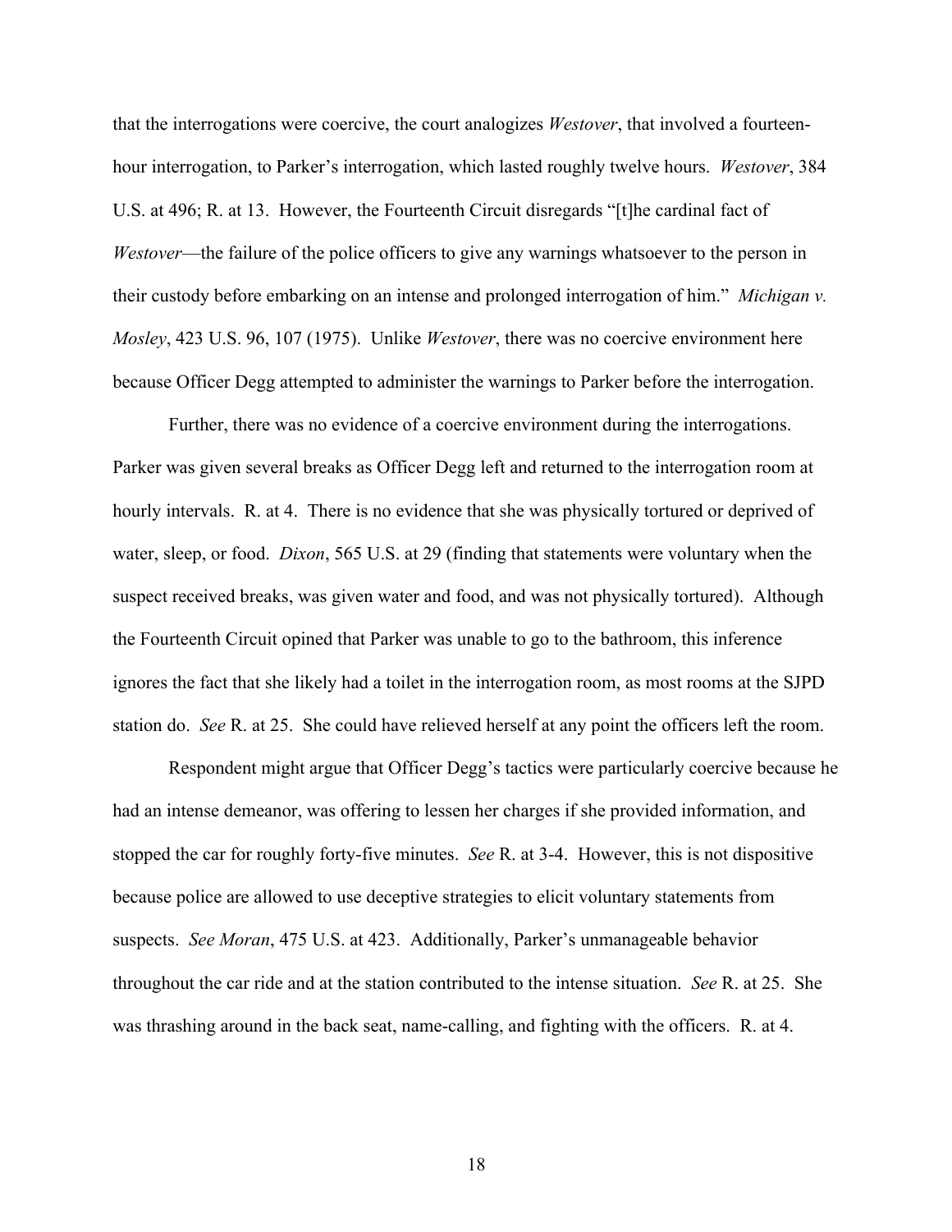that the interrogations were coercive, the court analogizes *Westover*, that involved a fourteen-hour interrogation, to Parker's interrogation, which lasted roughly twelve hours. *Westover*, 384 U.S. at 496; R. at 13. However, the Fourteenth Circuit disregards "[t]he cardinal fact of *Westover*—the failure of the police officers to give any warnings whatsoever to the person in their custody before embarking on an intense and prolonged interrogation of him." *Michigan v. Mosley*, 423 U.S. 96, 107 (1975). Unlike *Westover*, there was no coercive environment here because Officer Degg attempted to administer the warnings to Parker before the interrogation.

Further, there was no evidence of a coercive environment during the interrogations. Parker was given several breaks as Officer Degg left and returned to the interrogation room at hourly intervals. R. at 4. There is no evidence that she was physically tortured or deprived of water, sleep, or food. *Dixon*, 565 U.S. at 29 (finding that statements were voluntary when the suspect received breaks, was given water and food, and was not physically tortured). Although the Fourteenth Circuit opined that Parker was unable to go to the bathroom, this inference ignores the fact that she likely had a toilet in the interrogation room, as most rooms at the SJPD station do. *See* R. at 25. She could have relieved herself at any point the officers left the room.

Respondent might argue that Officer Degg's tactics were particularly coercive because he had an intense demeanor, was offering to lessen her charges if she provided information, and stopped the car for roughly forty-five minutes. *See* R. at 3-4. However, this is not dispositive because police are allowed to use deceptive strategies to elicit voluntary statements from suspects. *See Moran*, 475 U.S. at 423. Additionally, Parker's unmanageable behavior throughout the car ride and at the station contributed to the intense situation. *See* R. at 25. She was thrashing around in the back seat, name-calling, and fighting with the officers. R. at 4.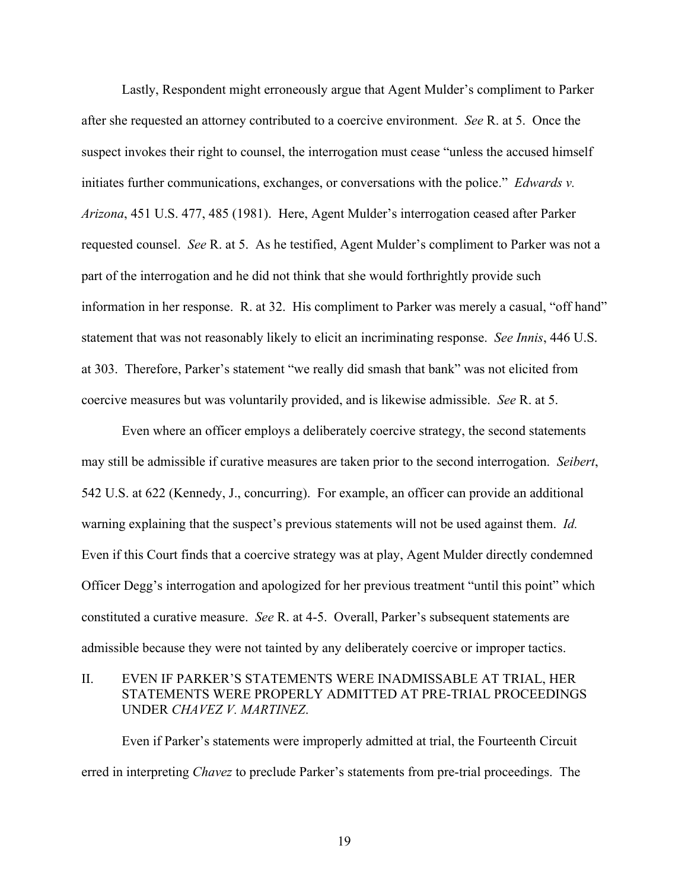Lastly, Respondent might erroneously argue that Agent Mulder's compliment to Parker after she requested an attorney contributed to a coercive environment. *See* R. at 5. Once the suspect invokes their right to counsel, the interrogation must cease "unless the accused himself initiates further communications, exchanges, or conversations with the police." *Edwards v. Arizona*, 451 U.S. 477, 485 (1981). Here, Agent Mulder's interrogation ceased after Parker requested counsel. *See* R. at 5. As he testified, Agent Mulder's compliment to Parker was not a part of the interrogation and he did not think that she would forthrightly provide such information in her response. R. at 32. His compliment to Parker was merely a casual, "off hand" statement that was not reasonably likely to elicit an incriminating response. *See Innis*, 446 U.S. at 303. Therefore, Parker's statement "we really did smash that bank" was not elicited from coercive measures but was voluntarily provided, and is likewise admissible. *See* R. at 5.

Even where an officer employs a deliberately coercive strategy, the second statements may still be admissible if curative measures are taken prior to the second interrogation. *Seibert*, 542 U.S. at 622 (Kennedy, J., concurring). For example, an officer can provide an additional warning explaining that the suspect's previous statements will not be used against them. *Id.* Even if this Court finds that a coercive strategy was at play, Agent Mulder directly condemned Officer Degg's interrogation and apologized for her previous treatment "until this point" which constituted a curative measure. *See* R. at 4-5. Overall, Parker's subsequent statements are admissible because they were not tainted by any deliberately coercive or improper tactics.

## II. EVEN IF PARKER'S STATEMENTS WERE INADMISSABLE AT TRIAL, HER STATEMENTS WERE PROPERLY ADMITTED AT PRE-TRIAL PROCEEDINGS UNDER *CHAVEZ V. MARTINEZ*.

Even if Parker's statements were improperly admitted at trial, the Fourteenth Circuit erred in interpreting *Chavez* to preclude Parker's statements from pre-trial proceedings. The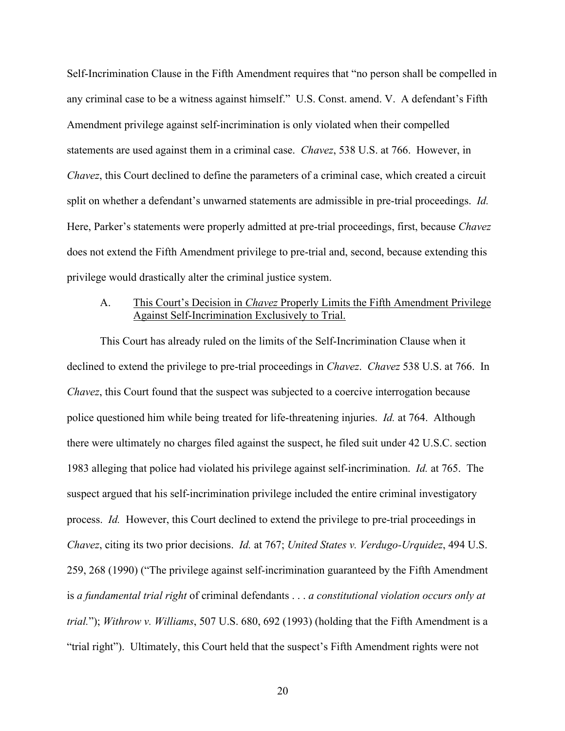Self-Incrimination Clause in the Fifth Amendment requires that "no person shall be compelled in any criminal case to be a witness against himself." U.S. Const. amend. V. A defendant's Fifth Amendment privilege against self-incrimination is only violated when their compelled statements are used against them in a criminal case. *Chavez*, 538 U.S. at 766. However, in *Chavez*, this Court declined to define the parameters of a criminal case, which created a circuit split on whether a defendant's unwarned statements are admissible in pre-trial proceedings. *Id.* Here, Parker's statements were properly admitted at pre-trial proceedings, first, because *Chavez* does not extend the Fifth Amendment privilege to pre-trial and, second, because extending this privilege would drastically alter the criminal justice system.

### A. <u>This Court's Decision in *Chavez* Properly Limits the Fifth Amendment Privilege Against Self-Incrimination Exclusively to Trial.</u>

This Court has already ruled on the limits of the Self-Incrimination Clause when it declined to extend the privilege to pre-trial proceedings in *Chavez*. *Chavez* 538 U.S. at 766. In *Chavez*, this Court found that the suspect was subjected to a coercive interrogation because police questioned him while being treated for life-threatening injuries. *Id.* at 764. Although there were ultimately no charges filed against the suspect, he filed suit under 42 U.S.C. section 1983 alleging that police had violated his privilege against self-incrimination. *Id.* at 765. The suspect argued that his self-incrimination privilege included the entire criminal investigatory process. *Id.* However, this Court declined to extend the privilege to pre-trial proceedings in *Chavez*, citing its two prior decisions. *Id.* at 767; *United States v. Verdugo-Urquidez*, 494 U.S. 259, 268 (1990) ("The privilege against self-incrimination guaranteed by the Fifth Amendment is *a fundamental trial right* of criminal defendants . . . *a constitutional violation occurs only at trial.*"); *Withrow v. Williams*, 507 U.S. 680, 692 (1993) (holding that the Fifth Amendment is a "trial right"). Ultimately, this Court held that the suspect's Fifth Amendment rights were not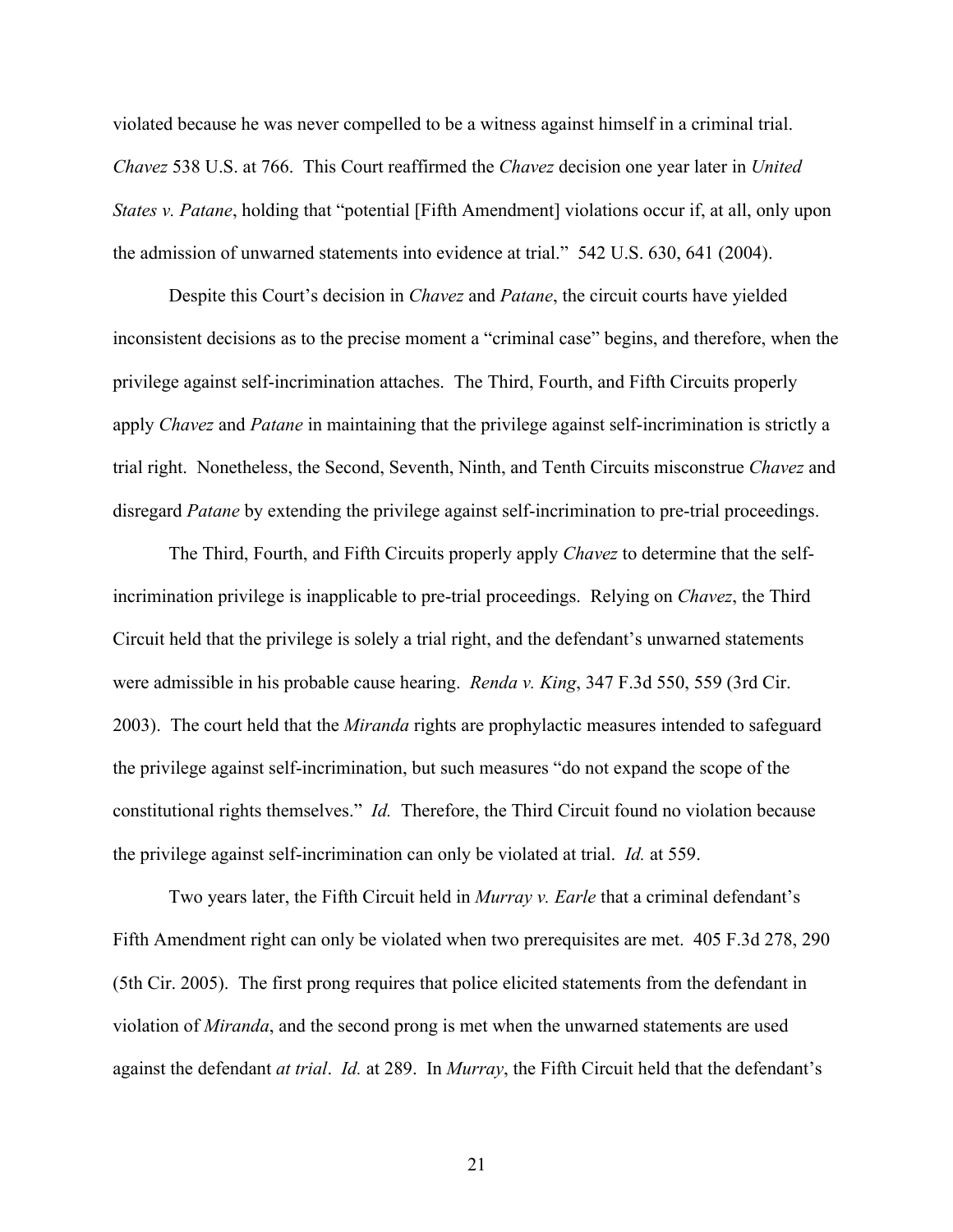violated because he was never compelled to be a witness against himself in a criminal trial. *Chavez* 538 U.S. at 766. This Court reaffirmed the *Chavez* decision one year later in *United States v. Patane*, holding that "potential [Fifth Amendment] violations occur if, at all, only upon the admission of unwarned statements into evidence at trial." 542 U.S. 630, 641 (2004).

Despite this Court's decision in *Chavez* and *Patane*, the circuit courts have yielded inconsistent decisions as to the precise moment a "criminal case" begins, and therefore, when the privilege against self-incrimination attaches. The Third, Fourth, and Fifth Circuits properly apply *Chavez* and *Patane* in maintaining that the privilege against self-incrimination is strictly a trial right. Nonetheless, the Second, Seventh, Ninth, and Tenth Circuits misconstrue *Chavez* and disregard *Patane* by extending the privilege against self-incrimination to pre-trial proceedings.

The Third, Fourth, and Fifth Circuits properly apply *Chavez* to determine that the self-incrimination privilege is inapplicable to pre-trial proceedings. Relying on *Chavez*, the Third Circuit held that the privilege is solely a trial right, and the defendant's unwarned statements were admissible in his probable cause hearing. *Renda v. King*, 347 F.3d 550, 559 (3rd Cir. 2003). The court held that the *Miranda* rights are prophylactic measures intended to safeguard the privilege against self-incrimination, but such measures "do not expand the scope of the constitutional rights themselves." *Id.* Therefore, the Third Circuit found no violation because the privilege against self-incrimination can only be violated at trial. *Id.* at 559.

Two years later, the Fifth Circuit held in *Murray v. Earle* that a criminal defendant's Fifth Amendment right can only be violated when two prerequisites are met. 405 F.3d 278, 290 (5th Cir. 2005). The first prong requires that police elicited statements from the defendant in violation of *Miranda*, and the second prong is met when the unwarned statements are used against the defendant *at trial*. *Id.* at 289. In *Murray*, the Fifth Circuit held that the defendant's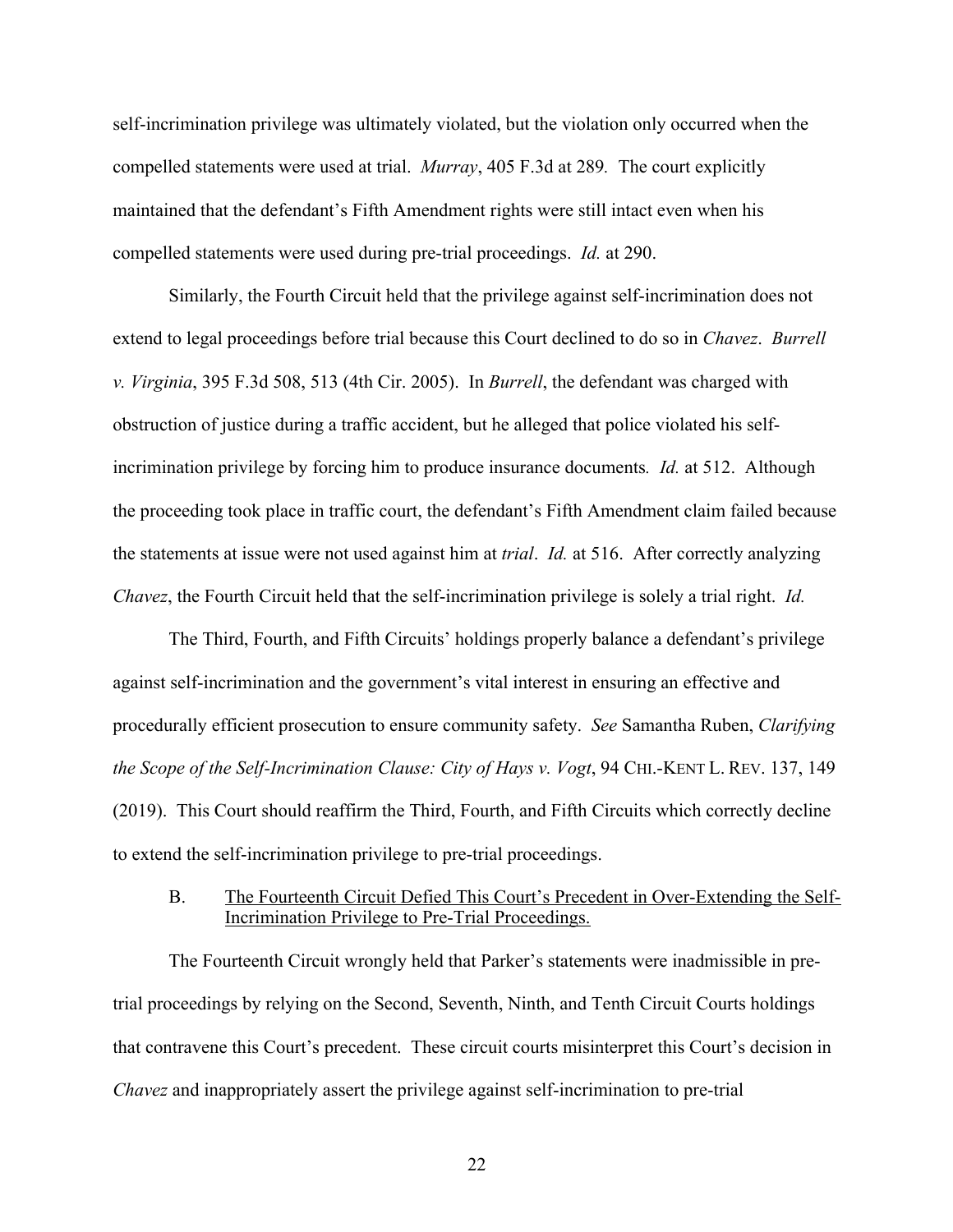self-incrimination privilege was ultimately violated, but the violation only occurred when the compelled statements were used at trial. *Murray*, 405 F.3d at 289. The court explicitly maintained that the defendant's Fifth Amendment rights were still intact even when his compelled statements were used during pre-trial proceedings. *Id.* at 290.

Similarly, the Fourth Circuit held that the privilege against self-incrimination does not extend to legal proceedings before trial because this Court declined to do so in *Chavez*. *Burrell v. Virginia*, 395 F.3d 508, 513 (4th Cir. 2005). In *Burrell*, the defendant was charged with obstruction of justice during a traffic accident, but he alleged that police violated his self-incrimination privilege by forcing him to produce insurance documents. *Id.* at 512. Although the proceeding took place in traffic court, the defendant's Fifth Amendment claim failed because the statements at issue were not used against him at *trial*. *Id.* at 516. After correctly analyzing *Chavez*, the Fourth Circuit held that the self-incrimination privilege is solely a trial right. *Id.*

The Third, Fourth, and Fifth Circuits' holdings properly balance a defendant's privilege against self-incrimination and the government's vital interest in ensuring an effective and procedurally efficient prosecution to ensure community safety. *See* Samantha Ruben, *Clarifying the Scope of the Self-Incrimination Clause: City of Hays v. Vogt*, 94 CHI.-KENT L. REV. 137, 149 (2019). This Court should reaffirm the Third, Fourth, and Fifth Circuits which correctly decline to extend the self-incrimination privilege to pre-trial proceedings.

### B. The Fourteenth Circuit Defied This Court's Precedent in Over-Extending the Self-Incrimination Privilege to Pre-Trial Proceedings.

The Fourteenth Circuit wrongly held that Parker's statements were inadmissible in pre-trial proceedings by relying on the Second, Seventh, Ninth, and Tenth Circuit Courts holdings that contravene this Court's precedent. These circuit courts misinterpret this Court's decision in *Chavez* and inappropriately assert the privilege against self-incrimination to pre-trial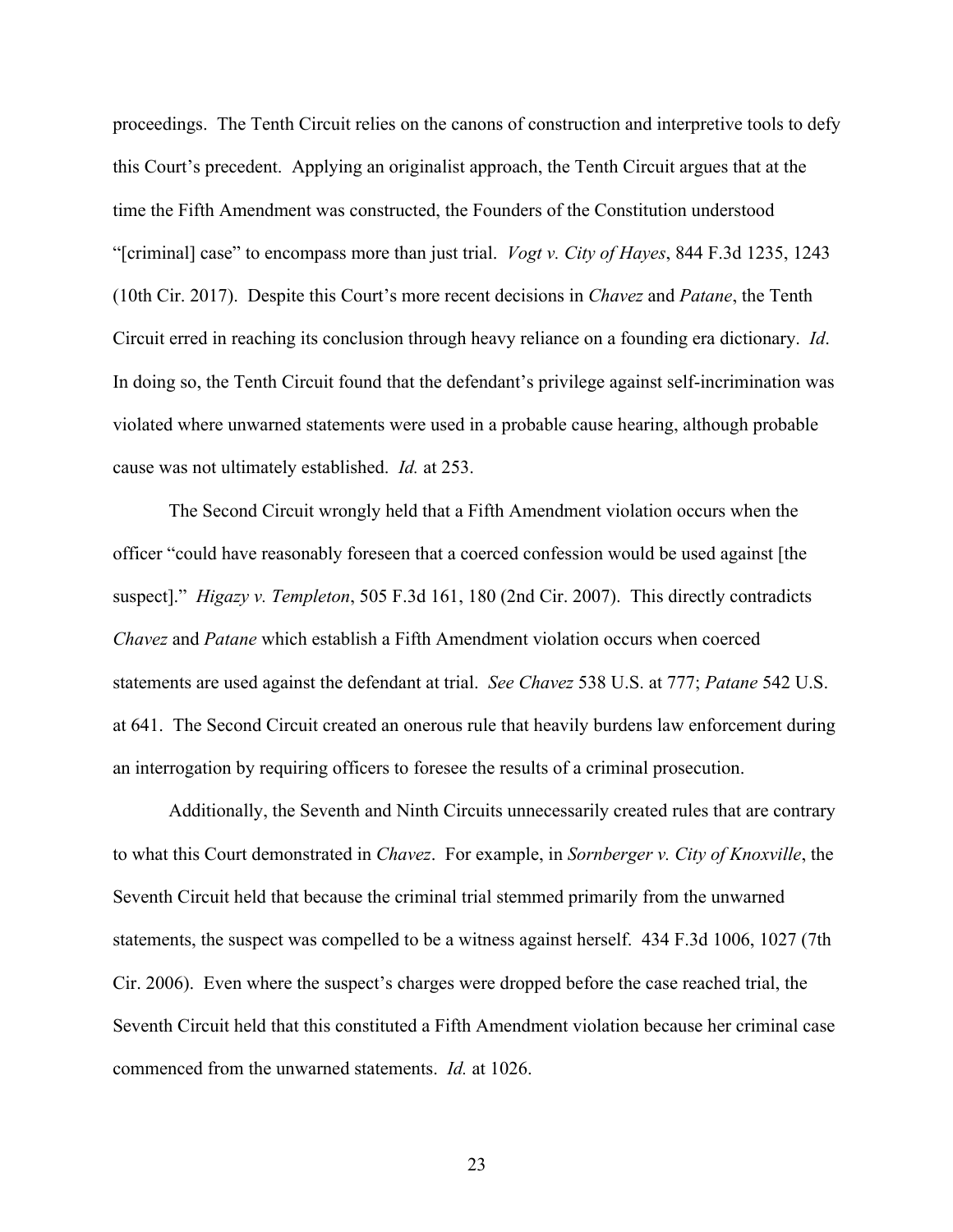proceedings. The Tenth Circuit relies on the canons of construction and interpretive tools to defy this Court's precedent. Applying an originalist approach, the Tenth Circuit argues that at the time the Fifth Amendment was constructed, the Founders of the Constitution understood "[criminal] case" to encompass more than just trial. *Vogt v. City of Hayes*, 844 F.3d 1235, 1243 (10th Cir. 2017). Despite this Court's more recent decisions in *Chavez* and *Patane*, the Tenth Circuit erred in reaching its conclusion through heavy reliance on a founding era dictionary. *Id*. In doing so, the Tenth Circuit found that the defendant's privilege against self-incrimination was violated where unwarned statements were used in a probable cause hearing, although probable cause was not ultimately established. *Id.* at 253.

The Second Circuit wrongly held that a Fifth Amendment violation occurs when the officer "could have reasonably foreseen that a coerced confession would be used against [the suspect]." *Higazy v. Templeton*, 505 F.3d 161, 180 (2nd Cir. 2007). This directly contradicts *Chavez* and *Patane* which establish a Fifth Amendment violation occurs when coerced statements are used against the defendant at trial. *See Chavez* 538 U.S. at 777; *Patane* 542 U.S. at 641. The Second Circuit created an onerous rule that heavily burdens law enforcement during an interrogation by requiring officers to foresee the results of a criminal prosecution.

Additionally, the Seventh and Ninth Circuits unnecessarily created rules that are contrary to what this Court demonstrated in *Chavez*. For example, in *Sornberger v. City of Knoxville*, the Seventh Circuit held that because the criminal trial stemmed primarily from the unwarned statements, the suspect was compelled to be a witness against herself. 434 F.3d 1006, 1027 (7th Cir. 2006). Even where the suspect's charges were dropped before the case reached trial, the Seventh Circuit held that this constituted a Fifth Amendment violation because her criminal case commenced from the unwarned statements. *Id.* at 1026.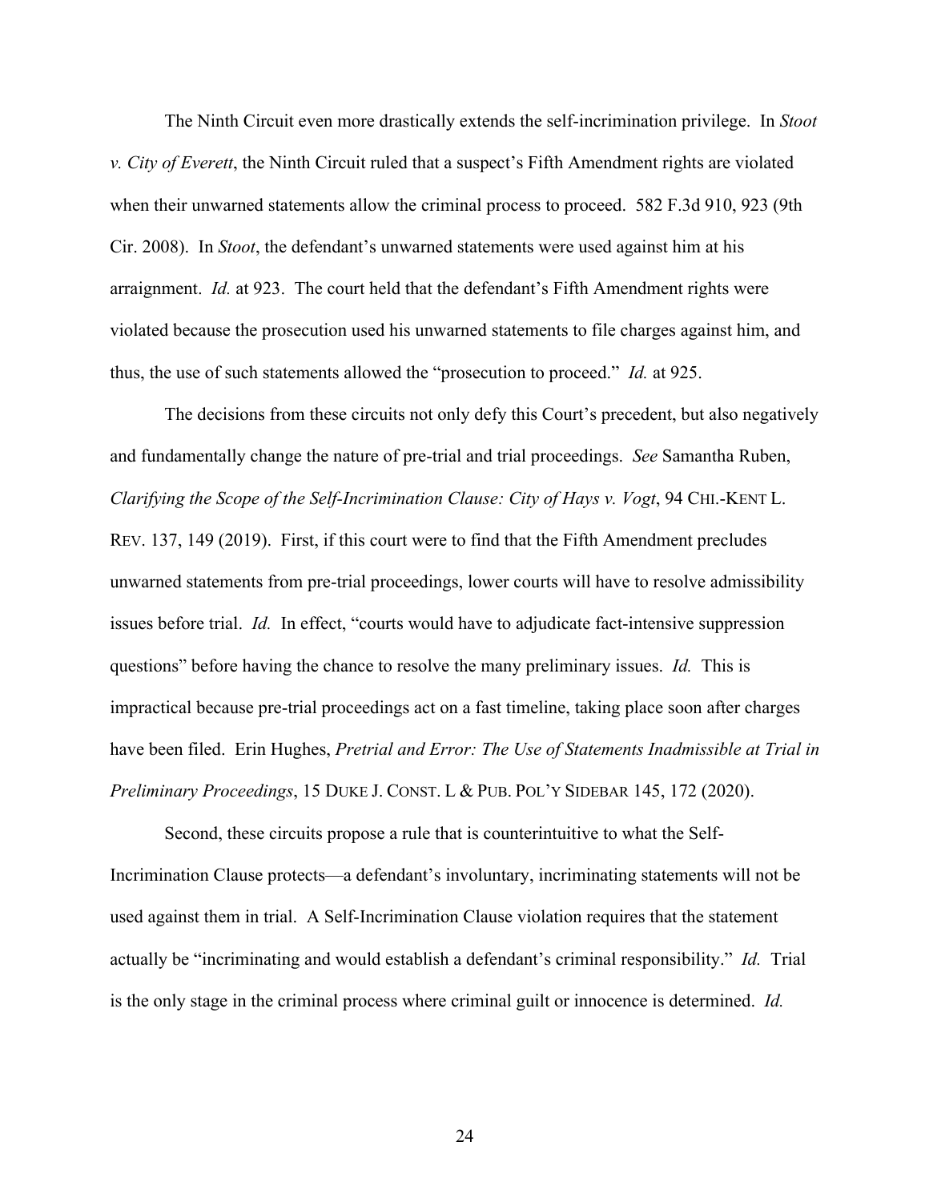The Ninth Circuit even more drastically extends the self-incrimination privilege. In *Stoot v. City of Everett*, the Ninth Circuit ruled that a suspect's Fifth Amendment rights are violated when their unwarned statements allow the criminal process to proceed. 582 F.3d 910, 923 (9th Cir. 2008). In *Stoot*, the defendant's unwarned statements were used against him at his arraignment. *Id.* at 923. The court held that the defendant's Fifth Amendment rights were violated because the prosecution used his unwarned statements to file charges against him, and thus, the use of such statements allowed the "prosecution to proceed." *Id.* at 925.

The decisions from these circuits not only defy this Court's precedent, but also negatively and fundamentally change the nature of pre-trial and trial proceedings. *See* Samantha Ruben, *Clarifying the Scope of the Self-Incrimination Clause: City of Hays v. Vogt*, 94 CHI.-KENT L. REV. 137, 149 (2019). First, if this court were to find that the Fifth Amendment precludes unwarned statements from pre-trial proceedings, lower courts will have to resolve admissibility issues before trial. *Id.* In effect, "courts would have to adjudicate fact-intensive suppression questions" before having the chance to resolve the many preliminary issues. *Id.* This is impractical because pre-trial proceedings act on a fast timeline, taking place soon after charges have been filed. Erin Hughes, *Pretrial and Error: The Use of Statements Inadmissible at Trial in Preliminary Proceedings*, 15 DUKE J. CONST. L & PUB. POL'Y SIDEBAR 145, 172 (2020).

Second, these circuits propose a rule that is counterintuitive to what the Self-Incrimination Clause protects—a defendant's involuntary, incriminating statements will not be used against them in trial. A Self-Incrimination Clause violation requires that the statement actually be "incriminating and would establish a defendant's criminal responsibility." *Id.* Trial is the only stage in the criminal process where criminal guilt or innocence is determined. *Id.*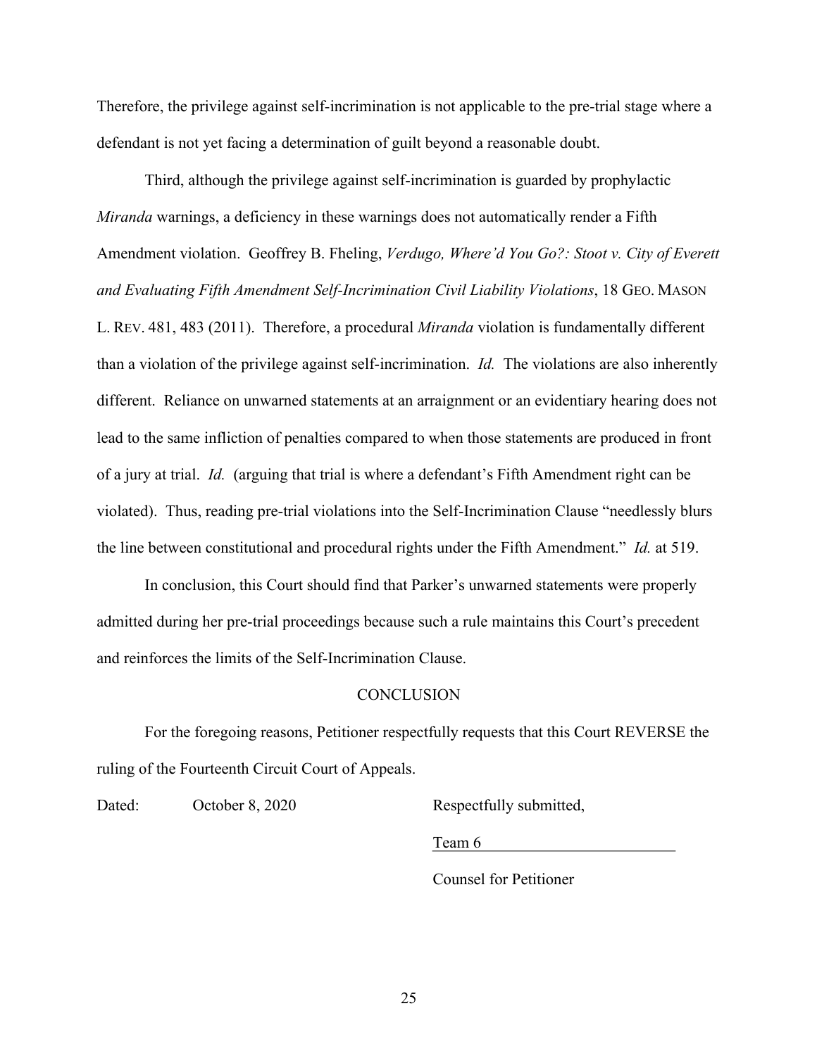Therefore, the privilege against self-incrimination is not applicable to the pre-trial stage where a defendant is not yet facing a determination of guilt beyond a reasonable doubt.

Third, although the privilege against self-incrimination is guarded by prophylactic *Miranda* warnings, a deficiency in these warnings does not automatically render a Fifth Amendment violation. Geoffrey B. Fheling, *Verdugo, Where'd You Go?: Stoot v. City of Everett and Evaluating Fifth Amendment Self-Incrimination Civil Liability Violations*, 18 GEO. MASON L. REV. 481, 483 (2011). Therefore, a procedural *Miranda* violation is fundamentally different than a violation of the privilege against self-incrimination. *Id.* The violations are also inherently different. Reliance on unwarned statements at an arraignment or an evidentiary hearing does not lead to the same infliction of penalties compared to when those statements are produced in front of a jury at trial. *Id.* (arguing that trial is where a defendant's Fifth Amendment right can be violated). Thus, reading pre-trial violations into the Self-Incrimination Clause "needlessly blurs the line between constitutional and procedural rights under the Fifth Amendment." *Id.* at 519.

In conclusion, this Court should find that Parker's unwarned statements were properly admitted during her pre-trial proceedings because such a rule maintains this Court's precedent and reinforces the limits of the Self-Incrimination Clause.

## CONCLUSION

For the foregoing reasons, Petitioner respectfully requests that this Court REVERSE the ruling of the Fourteenth Circuit Court of Appeals.

Dated: October 8, 2020

Respectfully submitted,

Team 6

Counsel for Petitioner